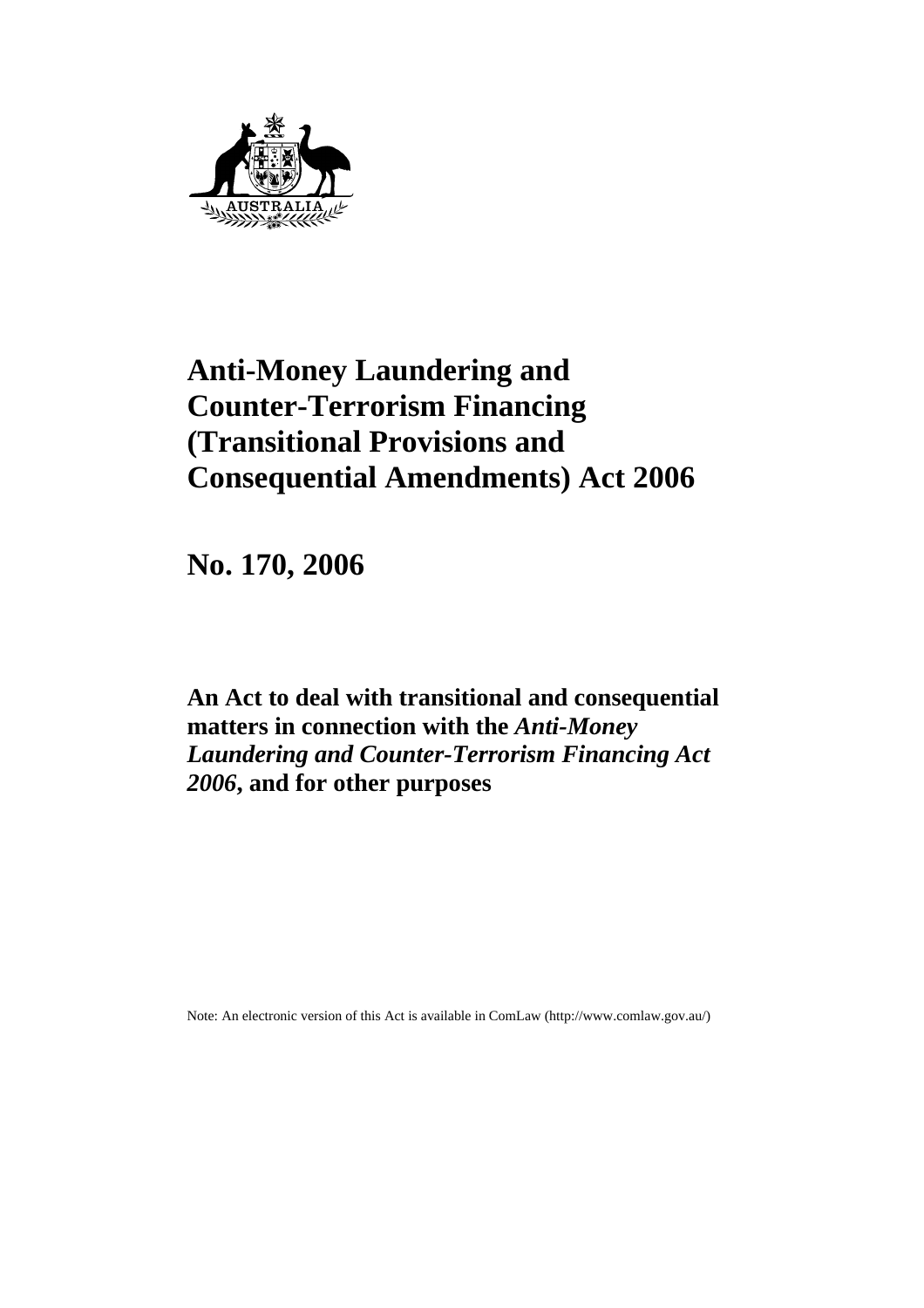# Anti-Money Laundering and Counter-Terrorism Financing (Transitional Provisions and Consequential Amendments) Act 2006

## No. 170, 2006

**An Act to deal with transitional and consequential matters in connection with the *Anti-Money Laundering and Counter-Terrorism Financing Act 2006*, and for other purposes**

Note: An electronic version of this Act is available in ComLaw (http://www.comlaw.gov.au/)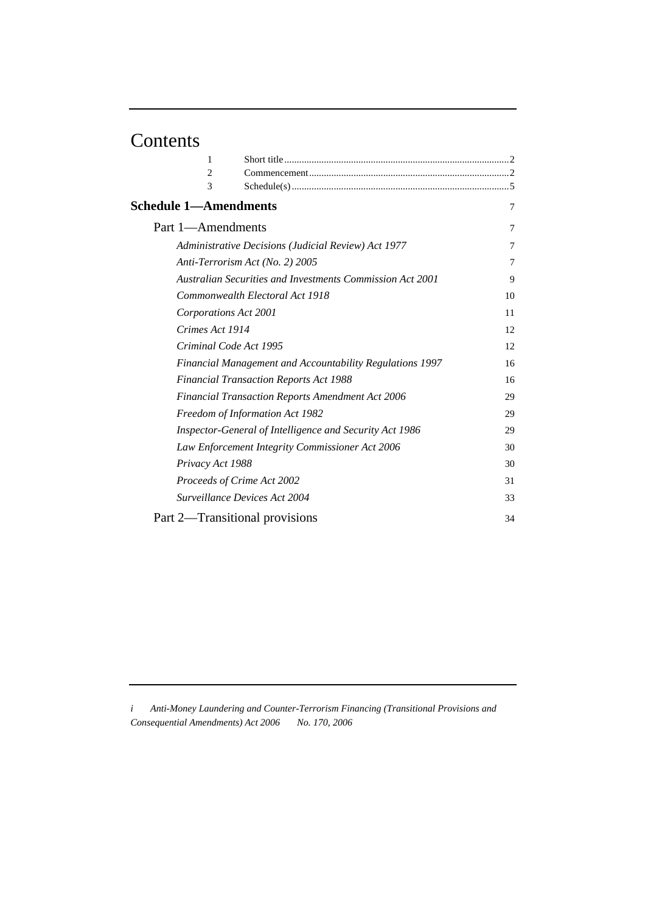# Contents

| | | |
|---|---|---|
| 1 | Short title | 2 |
| 2 | Commencement | 2 |
| 3 | Schedule(s) | 5 |

**Schedule 1—Amendments** 7

Part 1—Amendments 7

*Administrative Decisions (Judicial Review) Act 1977* 7

*Anti-Terrorism Act (No. 2) 2005* 7

*Australian Securities and Investments Commission Act 2001* 9

*Commonwealth Electoral Act 1918* 10

*Corporations Act 2001* 11

*Crimes Act 1914* 12

*Criminal Code Act 1995* 12

*Financial Management and Accountability Regulations 1997* 16

*Financial Transaction Reports Act 1988* 16

*Financial Transaction Reports Amendment Act 2006* 29

*Freedom of Information Act 1982* 29

*Inspector-General of Intelligence and Security Act 1986* 29

*Law Enforcement Integrity Commissioner Act 2006* 30

*Privacy Act 1988* 30

*Proceeds of Crime Act 2002* 31

*Surveillance Devices Act 2004* 33

Part 2—Transitional provisions 34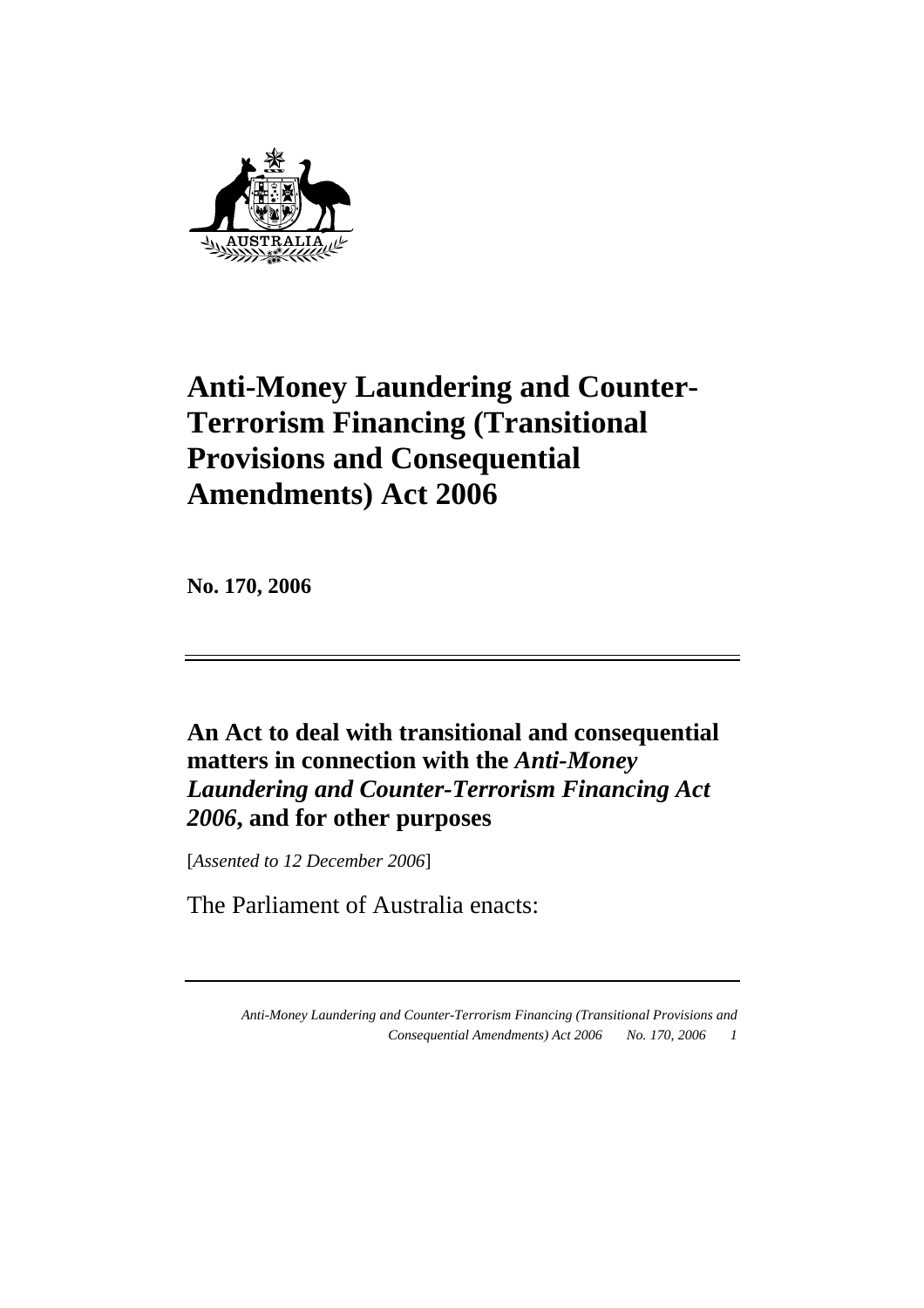# Anti-Money Laundering and Counter-Terrorism Financing (Transitional Provisions and Consequential Amendments) Act 2006

**No. 170, 2006**

## An Act to deal with transitional and consequential matters in connection with the *Anti-Money Laundering and Counter-Terrorism Financing Act 2006*, and for other purposes

[*Assented to 12 December 2006*]

The Parliament of Australia enacts: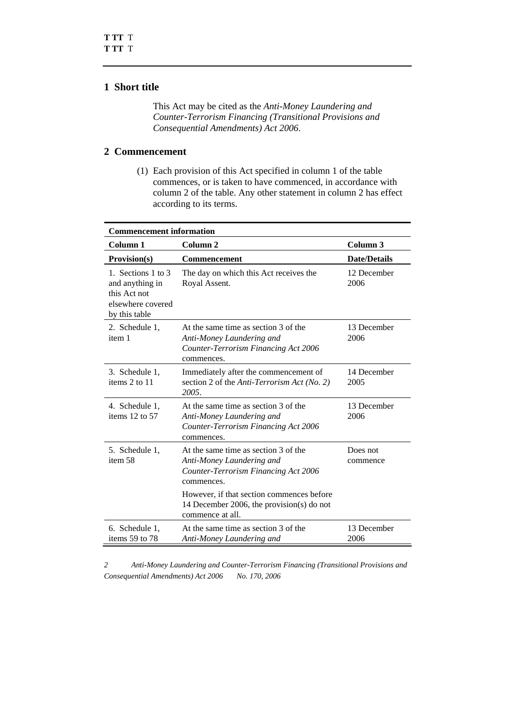## 1 Short title

This Act may be cited as the *Anti-Money Laundering and Counter-Terrorism Financing (Transitional Provisions and Consequential Amendments) Act 2006*.

## 2 Commencement

(1) Each provision of this Act specified in column 1 of the table commences, or is taken to have commenced, in accordance with column 2 of the table. Any other statement in column 2 has effect according to its terms.

| **Commencement information** | | |
|---|---|---|
| **Column 1** | **Column 2** | **Column 3** |
| **Provision(s)** | **Commencement** | **Date/Details** |
| 1. Sections 1 to 3 and anything in this Act not elsewhere covered by this table | The day on which this Act receives the Royal Assent. | 12 December 2006 |
| 2. Schedule 1, item 1 | At the same time as section 3 of the *Anti-Money Laundering and Counter-Terrorism Financing Act 2006* commences. | 13 December 2006 |
| 3. Schedule 1, items 2 to 11 | Immediately after the commencement of section 2 of the *Anti-Terrorism Act (No. 2) 2005*. | 14 December 2005 |
| 4. Schedule 1, items 12 to 57 | At the same time as section 3 of the *Anti-Money Laundering and Counter-Terrorism Financing Act 2006* commences. | 13 December 2006 |
| 5. Schedule 1, item 58 | At the same time as section 3 of the *Anti-Money Laundering and Counter-Terrorism Financing Act 2006* commences.<br>However, if that section commences before 14 December 2006, the provision(s) do not commence at all. | Does not commence |
| 6. Schedule 1, items 59 to 78 | At the same time as section 3 of the *Anti-Money Laundering and* | 13 December 2006 |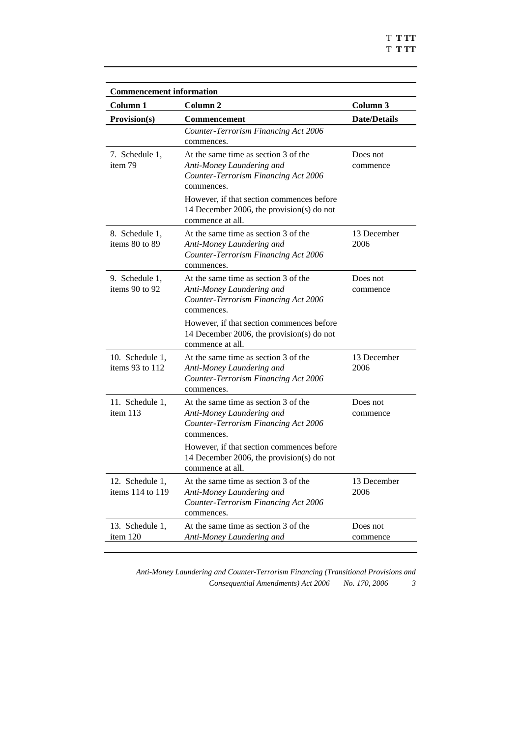**Commencement information**

| Column 1 | Column 2 | Column 3 |
|---|---|---|
| **Provision(s)** | **Commencement** | **Date/Details** |
| | *Counter-Terrorism Financing Act 2006* commences. | |
| 7. Schedule 1, item 79 | At the same time as section 3 of the *Anti-Money Laundering and Counter-Terrorism Financing Act 2006* commences.<br>However, if that section commences before 14 December 2006, the provision(s) do not commence at all. | Does not commence |
| 8. Schedule 1, items 80 to 89 | At the same time as section 3 of the *Anti-Money Laundering and Counter-Terrorism Financing Act 2006* commences. | 13 December 2006 |
| 9. Schedule 1, items 90 to 92 | At the same time as section 3 of the *Anti-Money Laundering and Counter-Terrorism Financing Act 2006* commences.<br>However, if that section commences before 14 December 2006, the provision(s) do not commence at all. | Does not commence |
| 10. Schedule 1, items 93 to 112 | At the same time as section 3 of the *Anti-Money Laundering and Counter-Terrorism Financing Act 2006* commences. | 13 December 2006 |
| 11. Schedule 1, item 113 | At the same time as section 3 of the *Anti-Money Laundering and Counter-Terrorism Financing Act 2006* commences.<br>However, if that section commences before 14 December 2006, the provision(s) do not commence at all. | Does not commence |
| 12. Schedule 1, items 114 to 119 | At the same time as section 3 of the *Anti-Money Laundering and Counter-Terrorism Financing Act 2006* commences. | 13 December 2006 |
| 13. Schedule 1, item 120 | At the same time as section 3 of the *Anti-Money Laundering and* | Does not commence |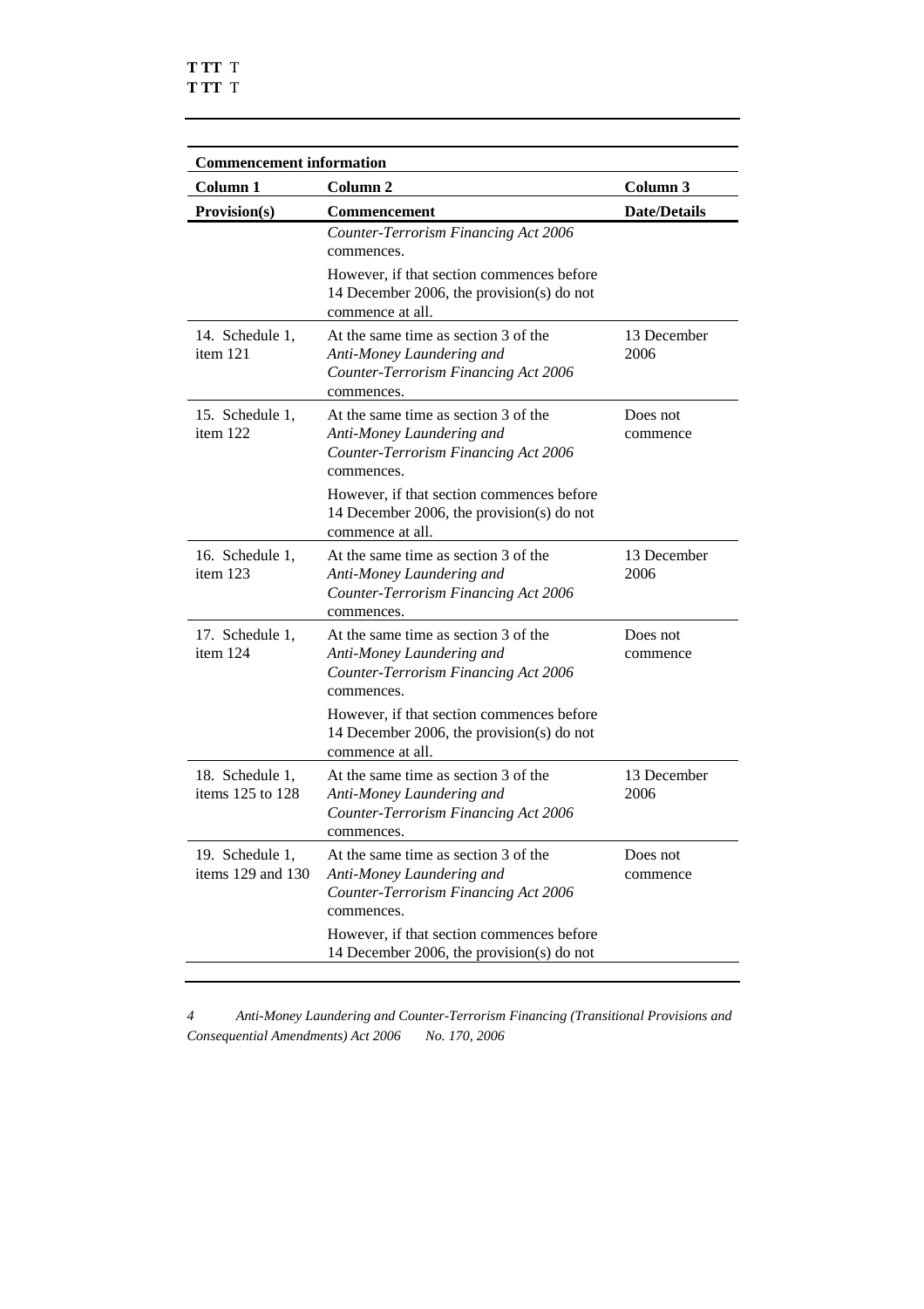| Commencement information | | |
|---|---|---|
| **Column 1** | **Column 2** | **Column 3** |
| **Provision(s)** | **Commencement** | **Date/Details** |
| | *Counter-Terrorism Financing Act 2006* commences. However, if that section commences before 14 December 2006, the provision(s) do not commence at all. | |
| 14. Schedule 1, item 121 | At the same time as section 3 of the *Anti-Money Laundering and Counter-Terrorism Financing Act 2006* commences. | 13 December 2006 |
| 15. Schedule 1, item 122 | At the same time as section 3 of the *Anti-Money Laundering and Counter-Terrorism Financing Act 2006* commences. However, if that section commences before 14 December 2006, the provision(s) do not commence at all. | Does not commence |
| 16. Schedule 1, item 123 | At the same time as section 3 of the *Anti-Money Laundering and Counter-Terrorism Financing Act 2006* commences. | 13 December 2006 |
| 17. Schedule 1, item 124 | At the same time as section 3 of the *Anti-Money Laundering and Counter-Terrorism Financing Act 2006* commences. However, if that section commences before 14 December 2006, the provision(s) do not commence at all. | Does not commence |
| 18. Schedule 1, items 125 to 128 | At the same time as section 3 of the *Anti-Money Laundering and Counter-Terrorism Financing Act 2006* commences. | 13 December 2006 |
| 19. Schedule 1, items 129 and 130 | At the same time as section 3 of the *Anti-Money Laundering and Counter-Terrorism Financing Act 2006* commences. However, if that section commences before 14 December 2006, the provision(s) do not | Does not commence |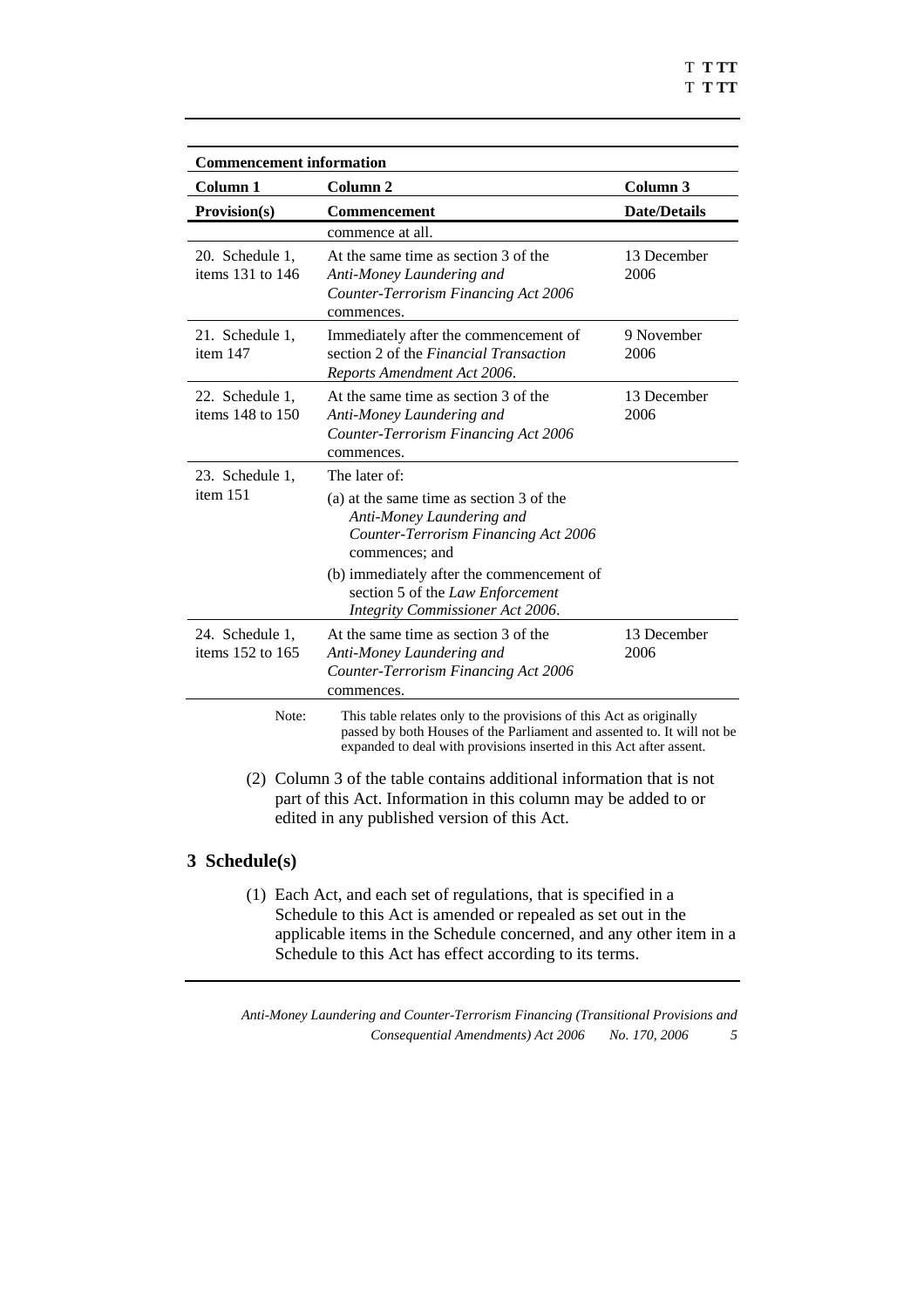**Commencement information**

| Column 1 | Column 2 | Column 3 |
|---|---|---|
| **Provision(s)** | **Commencement** | **Date/Details** |
| | commence at all. | |
| 20. Schedule 1, items 131 to 146 | At the same time as section 3 of the *Anti-Money Laundering and Counter-Terrorism Financing Act 2006* commences. | 13 December 2006 |
| 21. Schedule 1, item 147 | Immediately after the commencement of section 2 of the *Financial Transaction Reports Amendment Act 2006*. | 9 November 2006 |
| 22. Schedule 1, items 148 to 150 | At the same time as section 3 of the *Anti-Money Laundering and Counter-Terrorism Financing Act 2006* commences. | 13 December 2006 |
| 23. Schedule 1, item 151 | The later of: (a) at the same time as section 3 of the *Anti-Money Laundering and Counter-Terrorism Financing Act 2006* commences; and (b) immediately after the commencement of section 5 of the *Law Enforcement Integrity Commissioner Act 2006*. | |
| 24. Schedule 1, items 152 to 165 | At the same time as section 3 of the *Anti-Money Laundering and Counter-Terrorism Financing Act 2006* commences. | 13 December 2006 |

Note: This table relates only to the provisions of this Act as originally passed by both Houses of the Parliament and assented to. It will not be expanded to deal with provisions inserted in this Act after assent.

(2) Column 3 of the table contains additional information that is not part of this Act. Information in this column may be added to or edited in any published version of this Act.

## 3 Schedule(s)

(1) Each Act, and each set of regulations, that is specified in a Schedule to this Act is amended or repealed as set out in the applicable items in the Schedule concerned, and any other item in a Schedule to this Act has effect according to its terms.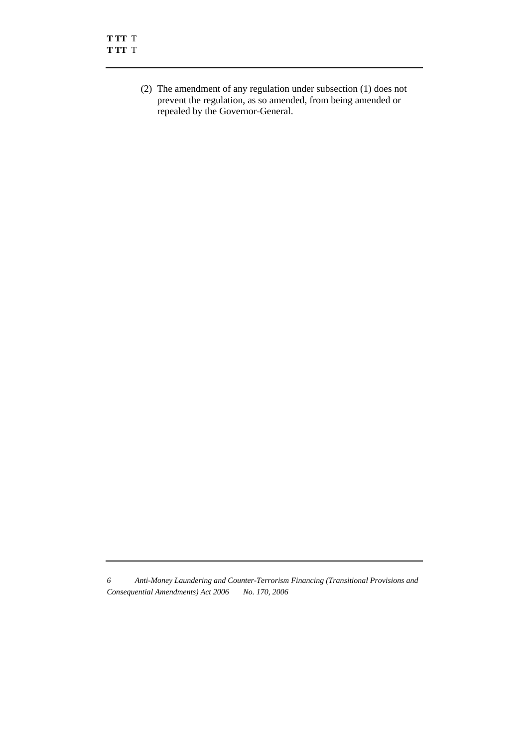(2) The amendment of any regulation under subsection (1) does not prevent the regulation, as so amended, from being amended or repealed by the Governor-General.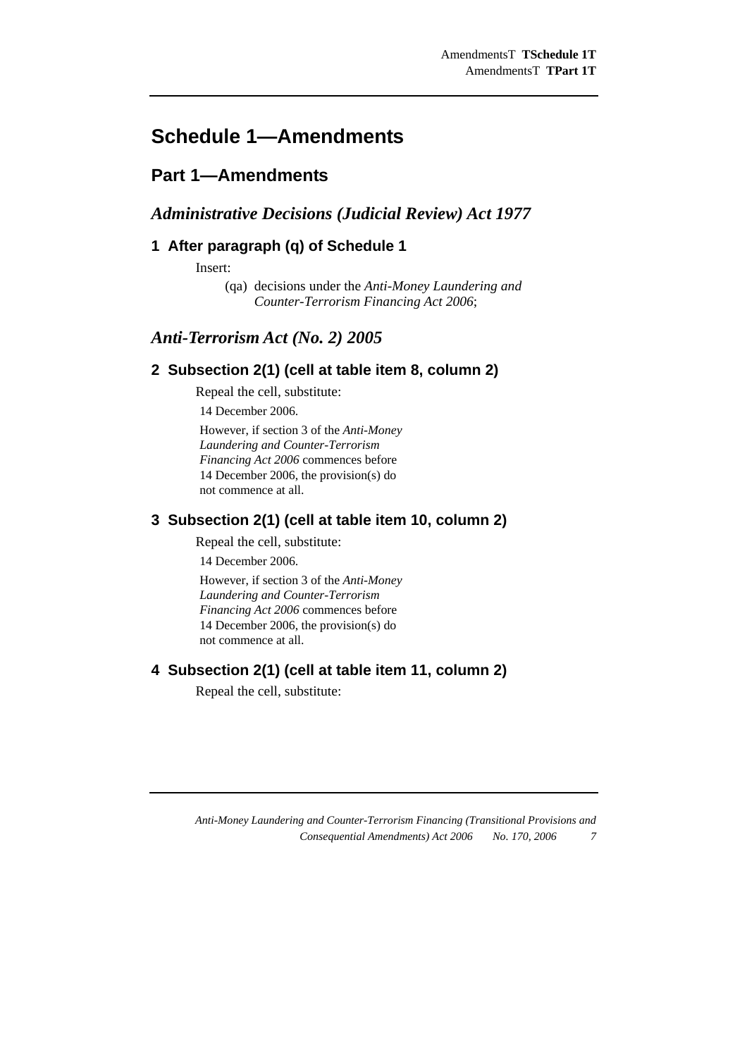# Schedule 1—Amendments

## Part 1—Amendments

### *Administrative Decisions (Judicial Review) Act 1977*

#### 1 After paragraph (q) of Schedule 1

Insert:

(qa) decisions under the *Anti-Money Laundering and Counter-Terrorism Financing Act 2006*;

### *Anti-Terrorism Act (No. 2) 2005*

#### 2 Subsection 2(1) (cell at table item 8, column 2)

Repeal the cell, substitute:

14 December 2006.

However, if section 3 of the *Anti-Money Laundering and Counter-Terrorism Financing Act 2006* commences before 14 December 2006, the provision(s) do not commence at all.

#### 3 Subsection 2(1) (cell at table item 10, column 2)

Repeal the cell, substitute:

14 December 2006.

However, if section 3 of the *Anti-Money Laundering and Counter-Terrorism Financing Act 2006* commences before 14 December 2006, the provision(s) do not commence at all.

#### 4 Subsection 2(1) (cell at table item 11, column 2)

Repeal the cell, substitute: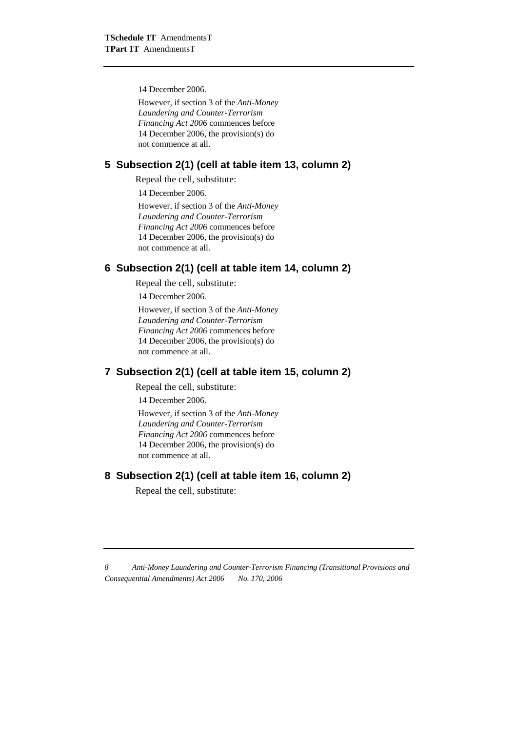14 December 2006.

However, if section 3 of the *Anti-Money Laundering and Counter-Terrorism Financing Act 2006* commences before 14 December 2006, the provision(s) do not commence at all.

## 5 Subsection 2(1) (cell at table item 13, column 2)

Repeal the cell, substitute:

14 December 2006.

However, if section 3 of the *Anti-Money Laundering and Counter-Terrorism Financing Act 2006* commences before 14 December 2006, the provision(s) do not commence at all.

## 6 Subsection 2(1) (cell at table item 14, column 2)

Repeal the cell, substitute:

14 December 2006.

However, if section 3 of the *Anti-Money Laundering and Counter-Terrorism Financing Act 2006* commences before 14 December 2006, the provision(s) do not commence at all.

## 7 Subsection 2(1) (cell at table item 15, column 2)

Repeal the cell, substitute:

14 December 2006.

However, if section 3 of the *Anti-Money Laundering and Counter-Terrorism Financing Act 2006* commences before 14 December 2006, the provision(s) do not commence at all.

## 8 Subsection 2(1) (cell at table item 16, column 2)

Repeal the cell, substitute: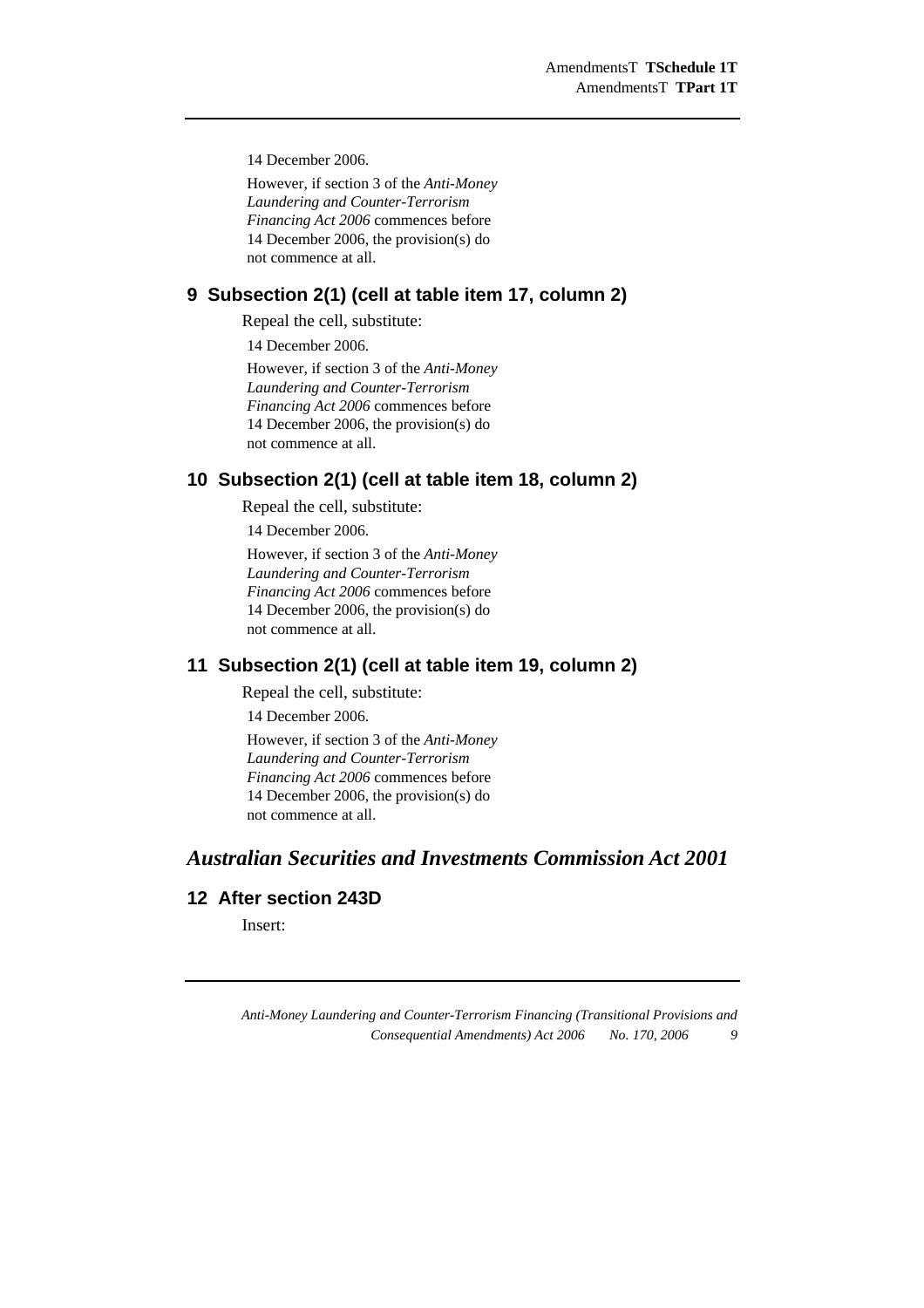14 December 2006.

However, if section 3 of the *Anti-Money Laundering and Counter-Terrorism Financing Act 2006* commences before 14 December 2006, the provision(s) do not commence at all.

### 9 Subsection 2(1) (cell at table item 17, column 2)

Repeal the cell, substitute:

14 December 2006.

However, if section 3 of the *Anti-Money Laundering and Counter-Terrorism Financing Act 2006* commences before 14 December 2006, the provision(s) do not commence at all.

### 10 Subsection 2(1) (cell at table item 18, column 2)

Repeal the cell, substitute:

14 December 2006.

However, if section 3 of the *Anti-Money Laundering and Counter-Terrorism Financing Act 2006* commences before 14 December 2006, the provision(s) do not commence at all.

### 11 Subsection 2(1) (cell at table item 19, column 2)

Repeal the cell, substitute:

14 December 2006.

However, if section 3 of the *Anti-Money Laundering and Counter-Terrorism Financing Act 2006* commences before 14 December 2006, the provision(s) do not commence at all.

## *Australian Securities and Investments Commission Act 2001*

### 12 After section 243D

Insert: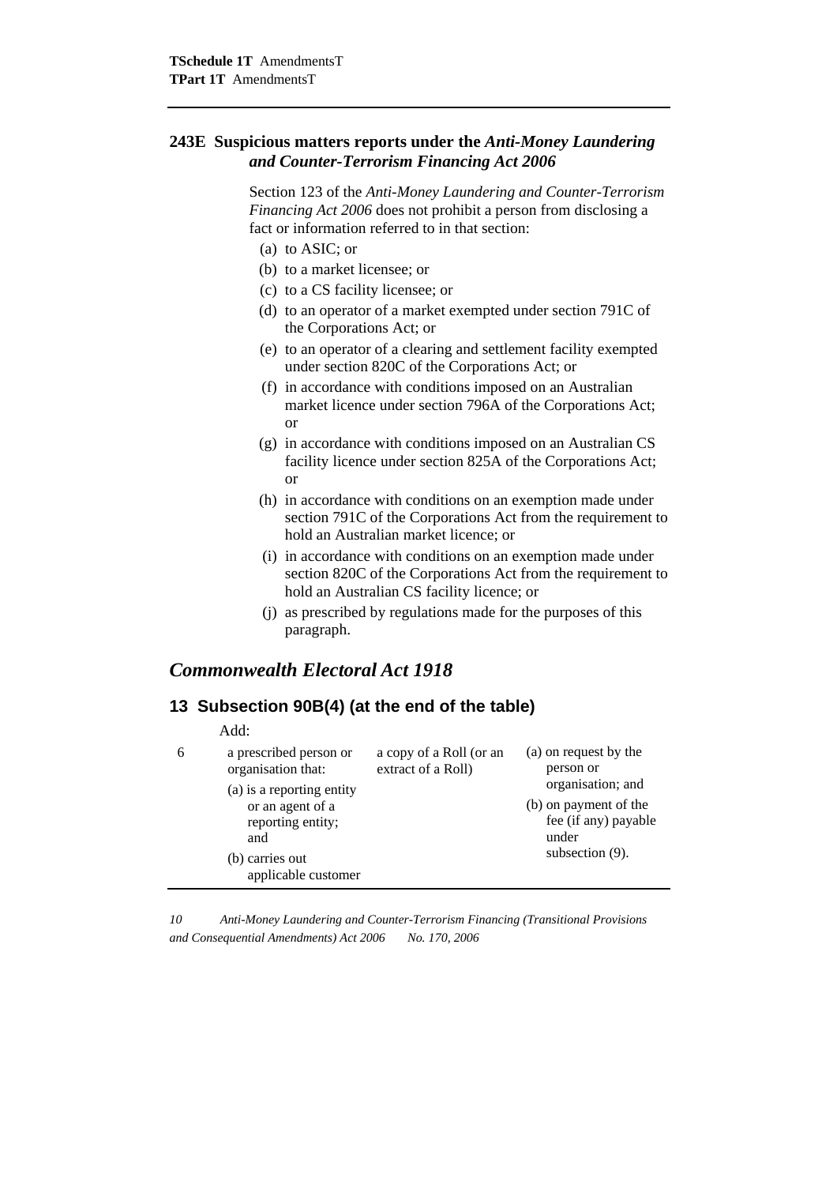### 243E Suspicious matters reports under the *Anti-Money Laundering and Counter-Terrorism Financing Act 2006*

Section 123 of the *Anti-Money Laundering and Counter-Terrorism Financing Act 2006* does not prohibit a person from disclosing a fact or information referred to in that section:

- (a) to ASIC; or
- (b) to a market licensee; or
- (c) to a CS facility licensee; or
- (d) to an operator of a market exempted under section 791C of the Corporations Act; or
- (e) to an operator of a clearing and settlement facility exempted under section 820C of the Corporations Act; or
- (f) in accordance with conditions imposed on an Australian market licence under section 796A of the Corporations Act; or
- (g) in accordance with conditions imposed on an Australian CS facility licence under section 825A of the Corporations Act; or
- (h) in accordance with conditions on an exemption made under section 791C of the Corporations Act from the requirement to hold an Australian market licence; or
- (i) in accordance with conditions on an exemption made under section 820C of the Corporations Act from the requirement to hold an Australian CS facility licence; or
- (j) as prescribed by regulations made for the purposes of this paragraph.

## *Commonwealth Electoral Act 1918*

### 13 Subsection 90B(4) (at the end of the table)

Add:

| | | | |
|---|---|---|---|
| 6 | a prescribed person or organisation that: (a) is a reporting entity or an agent of a reporting entity; and (b) carries out applicable customer | a copy of a Roll (or an extract of a Roll) | (a) on request by the person or organisation; and (b) on payment of the fee (if any) payable under subsection (9). |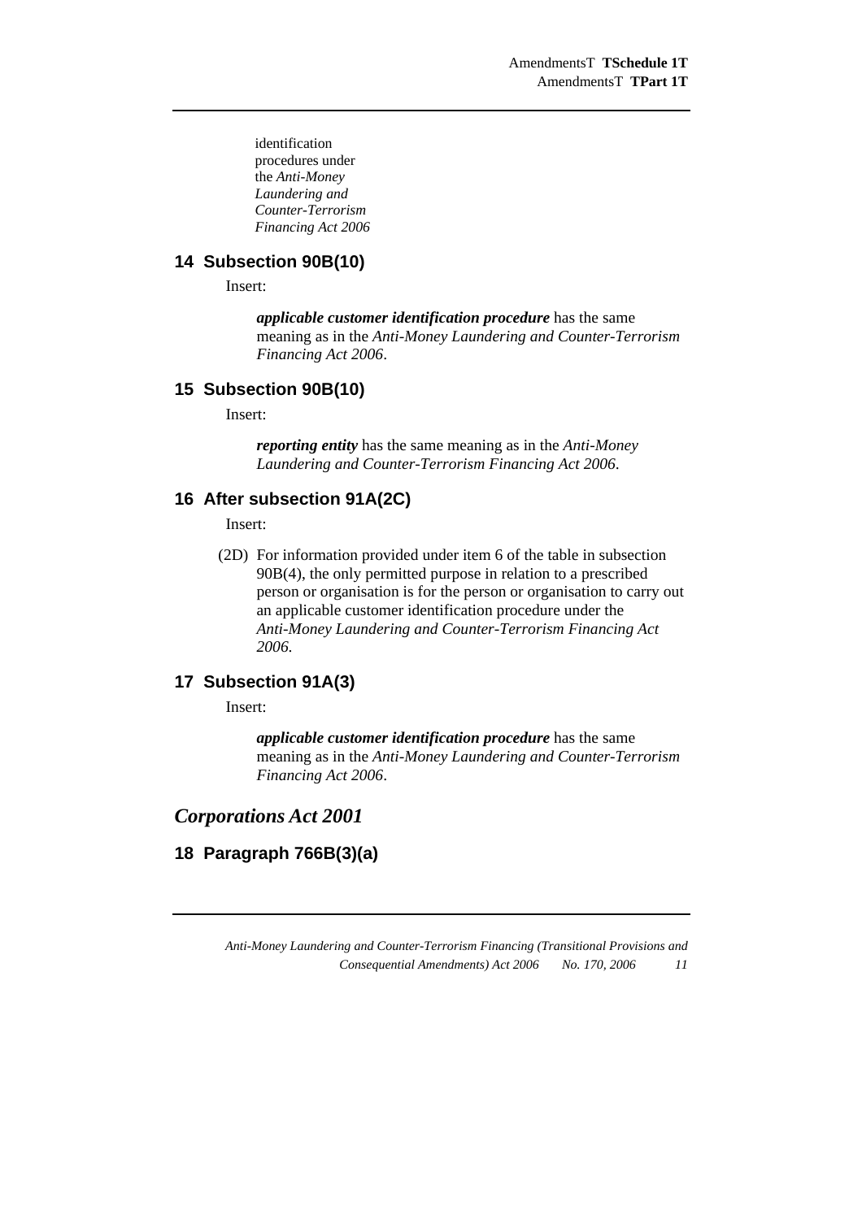identification procedures under the *Anti-Money Laundering and Counter-Terrorism Financing Act 2006*

## 14 Subsection 90B(10)

Insert:

> ***applicable customer identification procedure*** has the same meaning as in the *Anti-Money Laundering and Counter-Terrorism Financing Act 2006*.

## 15 Subsection 90B(10)

Insert:

> ***reporting entity*** has the same meaning as in the *Anti-Money Laundering and Counter-Terrorism Financing Act 2006*.

## 16 After subsection 91A(2C)

Insert:

> (2D) For information provided under item 6 of the table in subsection 90B(4), the only permitted purpose in relation to a prescribed person or organisation is for the person or organisation to carry out an applicable customer identification procedure under the *Anti-Money Laundering and Counter-Terrorism Financing Act 2006*.

## 17 Subsection 91A(3)

Insert:

> ***applicable customer identification procedure*** has the same meaning as in the *Anti-Money Laundering and Counter-Terrorism Financing Act 2006*.

# *Corporations Act 2001*

## 18 Paragraph 766B(3)(a)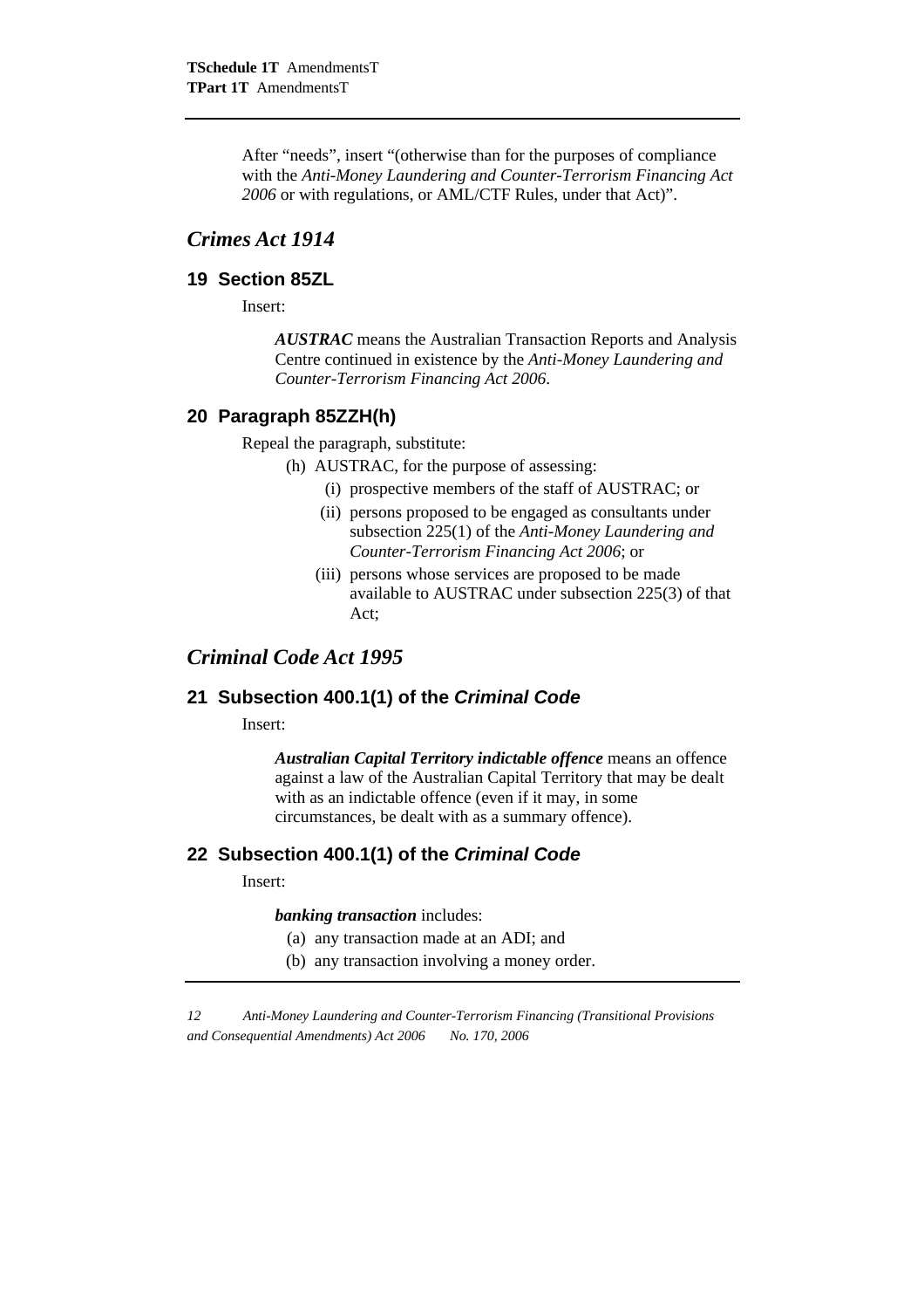After "needs", insert "(otherwise than for the purposes of compliance with the *Anti-Money Laundering and Counter-Terrorism Financing Act 2006* or with regulations, or AML/CTF Rules, under that Act)".

## *Crimes Act 1914*

### 19 Section 85ZL

Insert:

> ***AUSTRAC*** means the Australian Transaction Reports and Analysis Centre continued in existence by the *Anti-Money Laundering and Counter-Terrorism Financing Act 2006*.

### 20 Paragraph 85ZZH(h)

Repeal the paragraph, substitute:

- (h) AUSTRAC, for the purpose of assessing:
  - (i) prospective members of the staff of AUSTRAC; or
  - (ii) persons proposed to be engaged as consultants under subsection 225(1) of the *Anti-Money Laundering and Counter-Terrorism Financing Act 2006*; or
  - (iii) persons whose services are proposed to be made available to AUSTRAC under subsection 225(3) of that Act;

## *Criminal Code Act 1995*

### 21 Subsection 400.1(1) of the *Criminal Code*

Insert:

> ***Australian Capital Territory indictable offence*** means an offence against a law of the Australian Capital Territory that may be dealt with as an indictable offence (even if it may, in some circumstances, be dealt with as a summary offence).

### 22 Subsection 400.1(1) of the *Criminal Code*

Insert:

> ***banking transaction*** includes:
>
> (a) any transaction made at an ADI; and
>
> (b) any transaction involving a money order.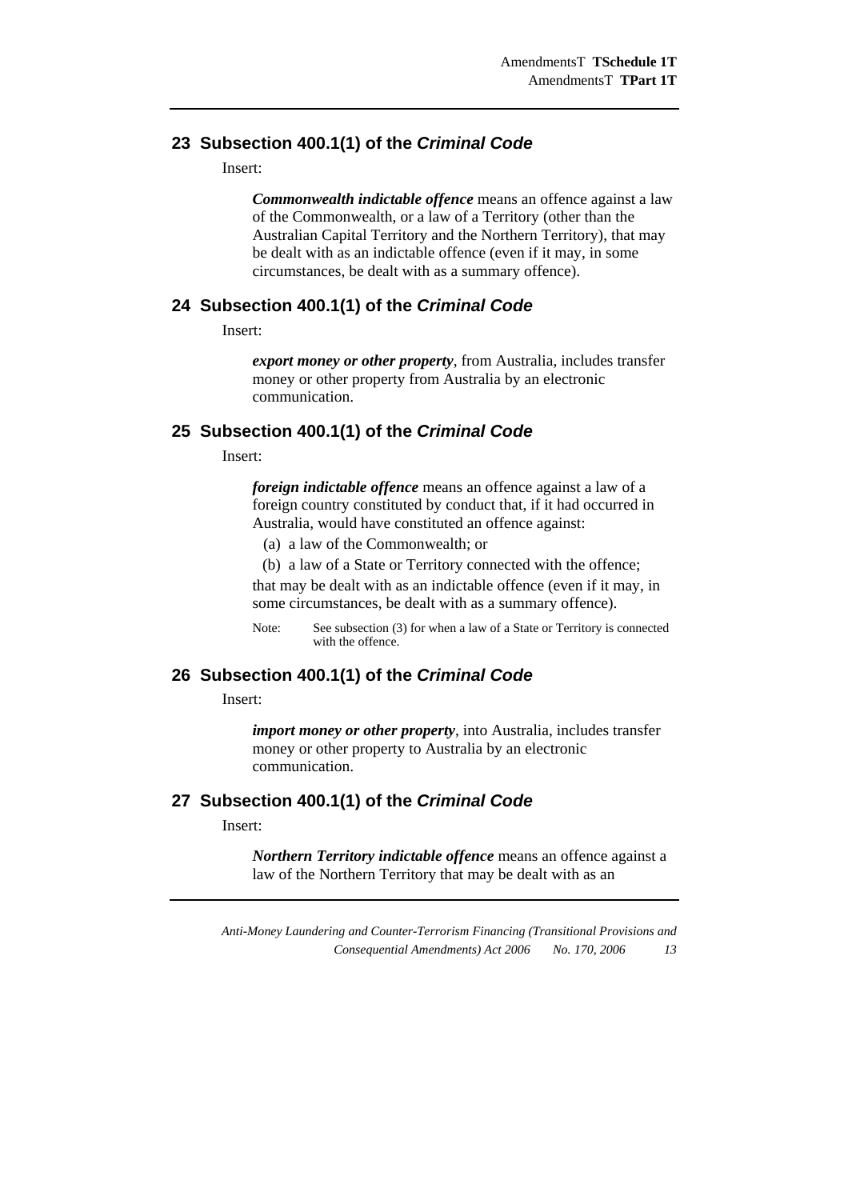## 23 Subsection 400.1(1) of the *Criminal Code*

Insert:

***Commonwealth indictable offence*** means an offence against a law of the Commonwealth, or a law of a Territory (other than the Australian Capital Territory and the Northern Territory), that may be dealt with as an indictable offence (even if it may, in some circumstances, be dealt with as a summary offence).

## 24 Subsection 400.1(1) of the *Criminal Code*

Insert:

***export money or other property***, from Australia, includes transfer money or other property from Australia by an electronic communication.

## 25 Subsection 400.1(1) of the *Criminal Code*

Insert:

***foreign indictable offence*** means an offence against a law of a foreign country constituted by conduct that, if it had occurred in Australia, would have constituted an offence against:

(a) a law of the Commonwealth; or

(b) a law of a State or Territory connected with the offence;

that may be dealt with as an indictable offence (even if it may, in some circumstances, be dealt with as a summary offence).

Note: See subsection (3) for when a law of a State or Territory is connected with the offence.

## 26 Subsection 400.1(1) of the *Criminal Code*

Insert:

***import money or other property***, into Australia, includes transfer money or other property to Australia by an electronic communication.

## 27 Subsection 400.1(1) of the *Criminal Code*

Insert:

***Northern Territory indictable offence*** means an offence against a law of the Northern Territory that may be dealt with as an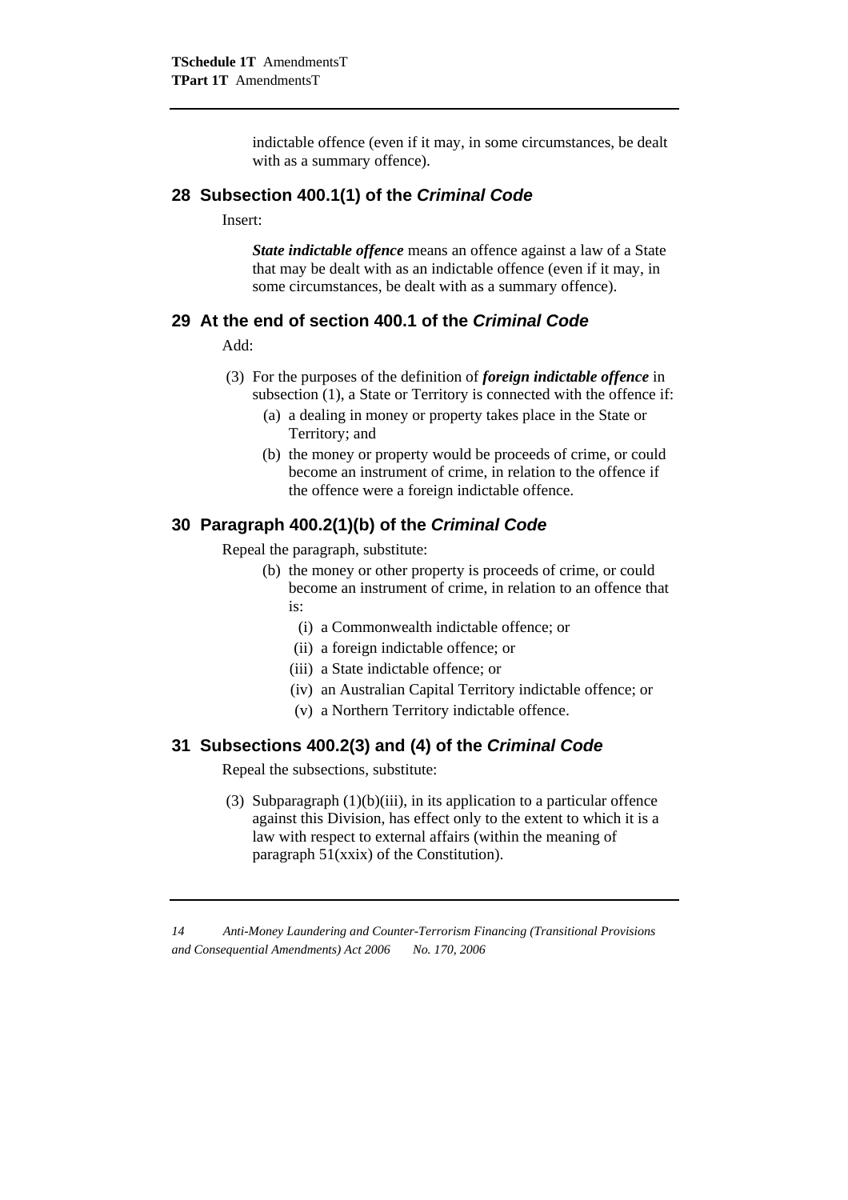indictable offence (even if it may, in some circumstances, be dealt with as a summary offence).

## 28 Subsection 400.1(1) of the *Criminal Code*

Insert:

***State indictable offence*** means an offence against a law of a State that may be dealt with as an indictable offence (even if it may, in some circumstances, be dealt with as a summary offence).

## 29 At the end of section 400.1 of the *Criminal Code*

Add:

(3) For the purposes of the definition of ***foreign indictable offence*** in subsection (1), a State or Territory is connected with the offence if:

- (a) a dealing in money or property takes place in the State or Territory; and
- (b) the money or property would be proceeds of crime, or could become an instrument of crime, in relation to the offence if the offence were a foreign indictable offence.

## 30 Paragraph 400.2(1)(b) of the *Criminal Code*

Repeal the paragraph, substitute:

- (b) the money or other property is proceeds of crime, or could become an instrument of crime, in relation to an offence that is:
  - (i) a Commonwealth indictable offence; or
  - (ii) a foreign indictable offence; or
  - (iii) a State indictable offence; or
  - (iv) an Australian Capital Territory indictable offence; or
  - (v) a Northern Territory indictable offence.

## 31 Subsections 400.2(3) and (4) of the *Criminal Code*

Repeal the subsections, substitute:

(3) Subparagraph (1)(b)(iii), in its application to a particular offence against this Division, has effect only to the extent to which it is a law with respect to external affairs (within the meaning of paragraph 51(xxix) of the Constitution).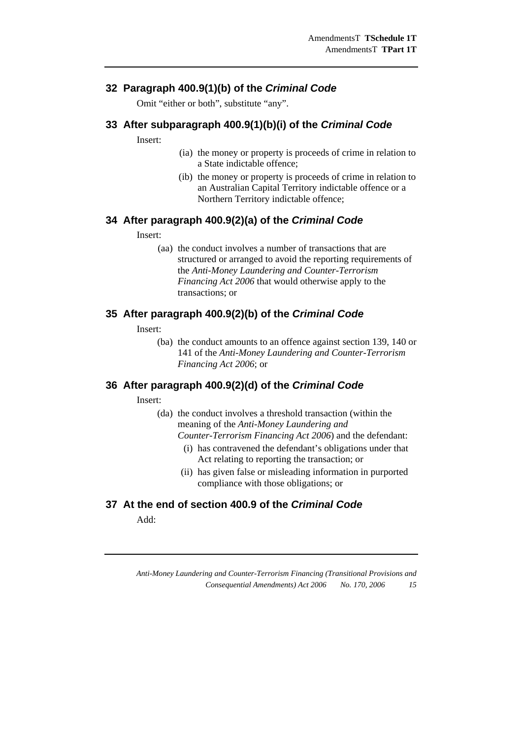## 32 Paragraph 400.9(1)(b) of the *Criminal Code*

Omit "either or both", substitute "any".

## 33 After subparagraph 400.9(1)(b)(i) of the *Criminal Code*

Insert:

(ia) the money or property is proceeds of crime in relation to a State indictable offence;

(ib) the money or property is proceeds of crime in relation to an Australian Capital Territory indictable offence or a Northern Territory indictable offence;

## 34 After paragraph 400.9(2)(a) of the *Criminal Code*

Insert:

(aa) the conduct involves a number of transactions that are structured or arranged to avoid the reporting requirements of the *Anti-Money Laundering and Counter-Terrorism Financing Act 2006* that would otherwise apply to the transactions; or

## 35 After paragraph 400.9(2)(b) of the *Criminal Code*

Insert:

(ba) the conduct amounts to an offence against section 139, 140 or 141 of the *Anti-Money Laundering and Counter-Terrorism Financing Act 2006*; or

## 36 After paragraph 400.9(2)(d) of the *Criminal Code*

Insert:

(da) the conduct involves a threshold transaction (within the meaning of the *Anti-Money Laundering and Counter-Terrorism Financing Act 2006*) and the defendant:

(i) has contravened the defendant's obligations under that Act relating to reporting the transaction; or

(ii) has given false or misleading information in purported compliance with those obligations; or

## 37 At the end of section 400.9 of the *Criminal Code*

Add: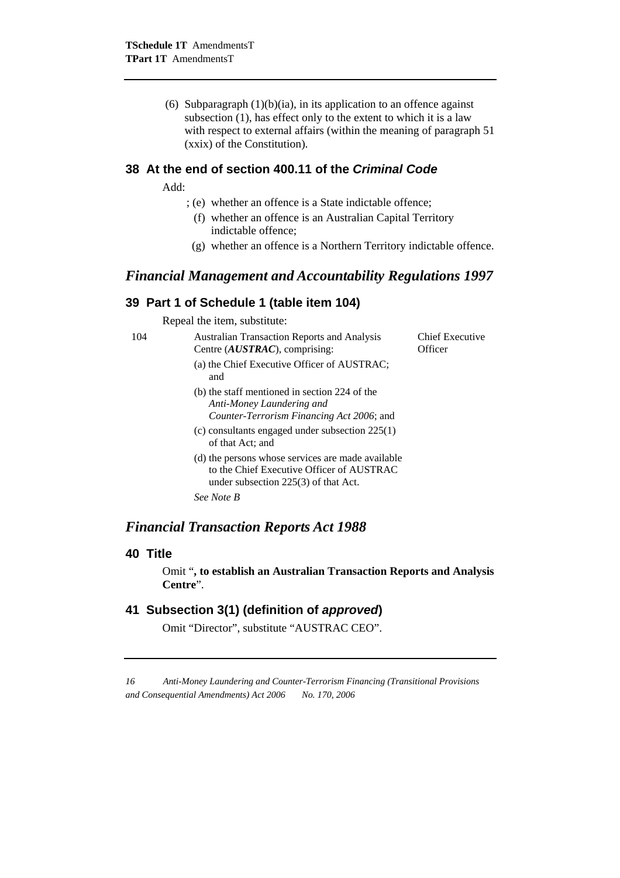(6) Subparagraph (1)(b)(ia), in its application to an offence against subsection (1), has effect only to the extent to which it is a law with respect to external affairs (within the meaning of paragraph 51 (xxix) of the Constitution).

### 38 At the end of section 400.11 of the *Criminal Code*

Add:

; (e) whether an offence is a State indictable offence;

(f) whether an offence is an Australian Capital Territory indictable offence;

(g) whether an offence is a Northern Territory indictable offence.

## *Financial Management and Accountability Regulations 1997*

### 39 Part 1 of Schedule 1 (table item 104)

Repeal the item, substitute:

| | | |
|---|---|---|
| 104 | Australian Transaction Reports and Analysis Centre (***AUSTRAC***), comprising:<br>(a) the Chief Executive Officer of AUSTRAC; and<br>(b) the staff mentioned in section 224 of the *Anti-Money Laundering and Counter-Terrorism Financing Act 2006*; and<br>(c) consultants engaged under subsection 225(1) of that Act; and<br>(d) the persons whose services are made available to the Chief Executive Officer of AUSTRAC under subsection 225(3) of that Act.<br>*See Note B* | Chief Executive Officer |

## *Financial Transaction Reports Act 1988*

### 40 Title

Omit "**, to establish an Australian Transaction Reports and Analysis Centre**".

### 41 Subsection 3(1) (definition of *approved*)

Omit "Director", substitute "AUSTRAC CEO".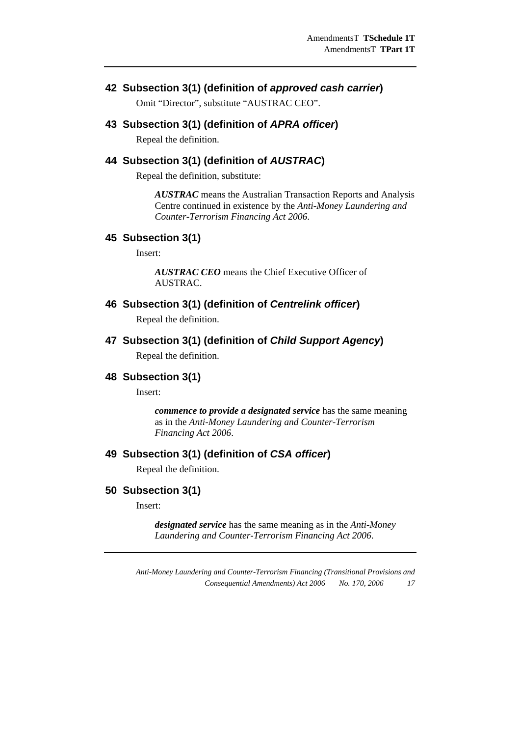## 42 Subsection 3(1) (definition of *approved cash carrier*)

Omit "Director", substitute "AUSTRAC CEO".

## 43 Subsection 3(1) (definition of *APRA officer*)

Repeal the definition.

## 44 Subsection 3(1) (definition of *AUSTRAC*)

Repeal the definition, substitute:

> ***AUSTRAC*** means the Australian Transaction Reports and Analysis Centre continued in existence by the *Anti-Money Laundering and Counter-Terrorism Financing Act 2006*.

## 45 Subsection 3(1)

Insert:

> ***AUSTRAC CEO*** means the Chief Executive Officer of AUSTRAC.

## 46 Subsection 3(1) (definition of *Centrelink officer*)

Repeal the definition.

## 47 Subsection 3(1) (definition of *Child Support Agency*)

Repeal the definition.

## 48 Subsection 3(1)

Insert:

> ***commence to provide a designated service*** has the same meaning as in the *Anti-Money Laundering and Counter-Terrorism Financing Act 2006*.

## 49 Subsection 3(1) (definition of *CSA officer*)

Repeal the definition.

## 50 Subsection 3(1)

Insert:

> ***designated service*** has the same meaning as in the *Anti-Money Laundering and Counter-Terrorism Financing Act 2006*.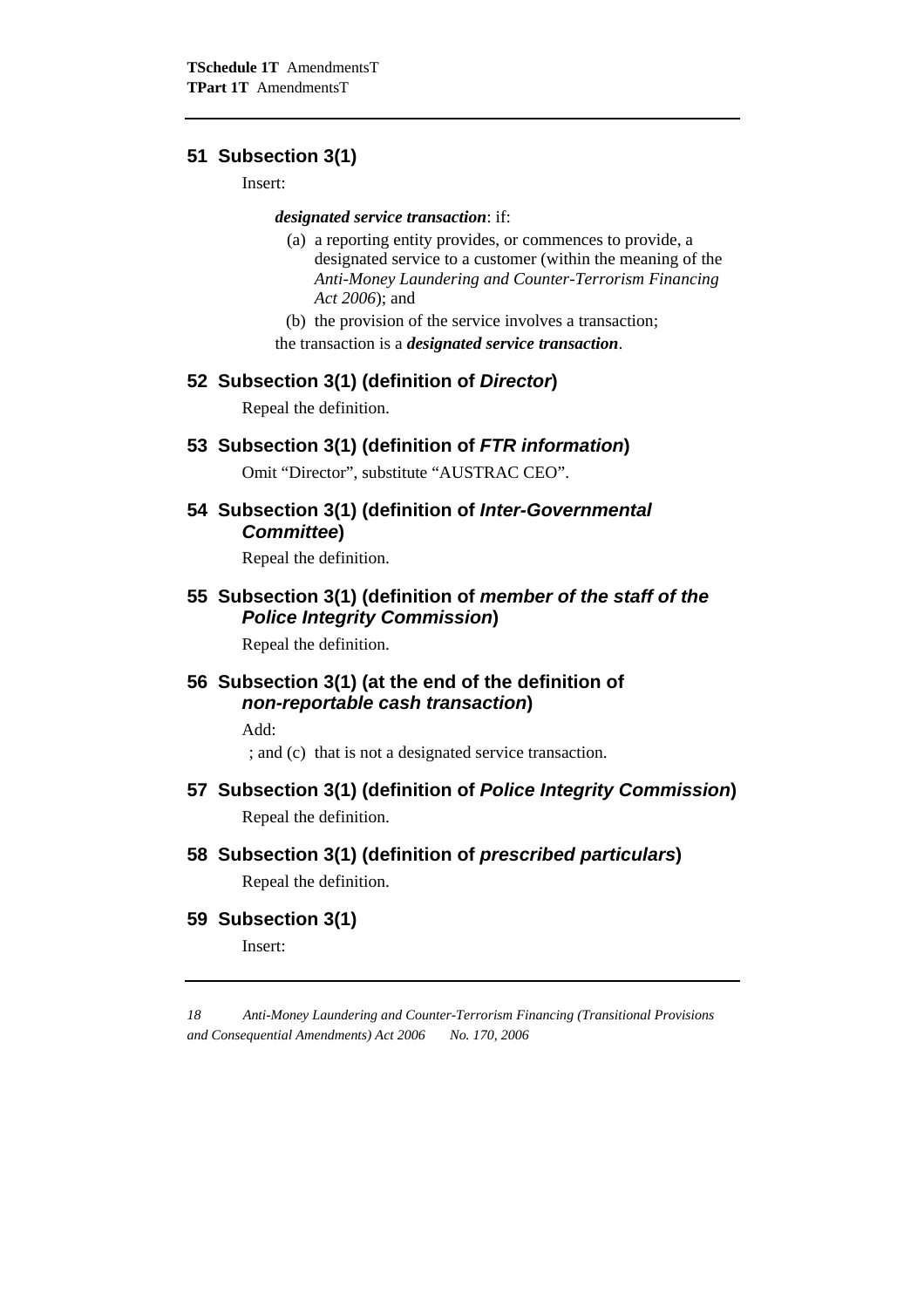## 51 Subsection 3(1)

Insert:

***designated service transaction***: if:

(a) a reporting entity provides, or commences to provide, a designated service to a customer (within the meaning of the *Anti-Money Laundering and Counter-Terrorism Financing Act 2006*); and

(b) the provision of the service involves a transaction;

the transaction is a ***designated service transaction***.

## 52 Subsection 3(1) (definition of *Director*)

Repeal the definition.

## 53 Subsection 3(1) (definition of *FTR information*)

Omit "Director", substitute "AUSTRAC CEO".

## 54 Subsection 3(1) (definition of *Inter-Governmental Committee*)

Repeal the definition.

## 55 Subsection 3(1) (definition of *member of the staff of the Police Integrity Commission*)

Repeal the definition.

## 56 Subsection 3(1) (at the end of the definition of *non-reportable cash transaction*)

Add:

; and (c) that is not a designated service transaction.

## 57 Subsection 3(1) (definition of *Police Integrity Commission*)

Repeal the definition.

## 58 Subsection 3(1) (definition of *prescribed particulars*)

Repeal the definition.

## 59 Subsection 3(1)

Insert: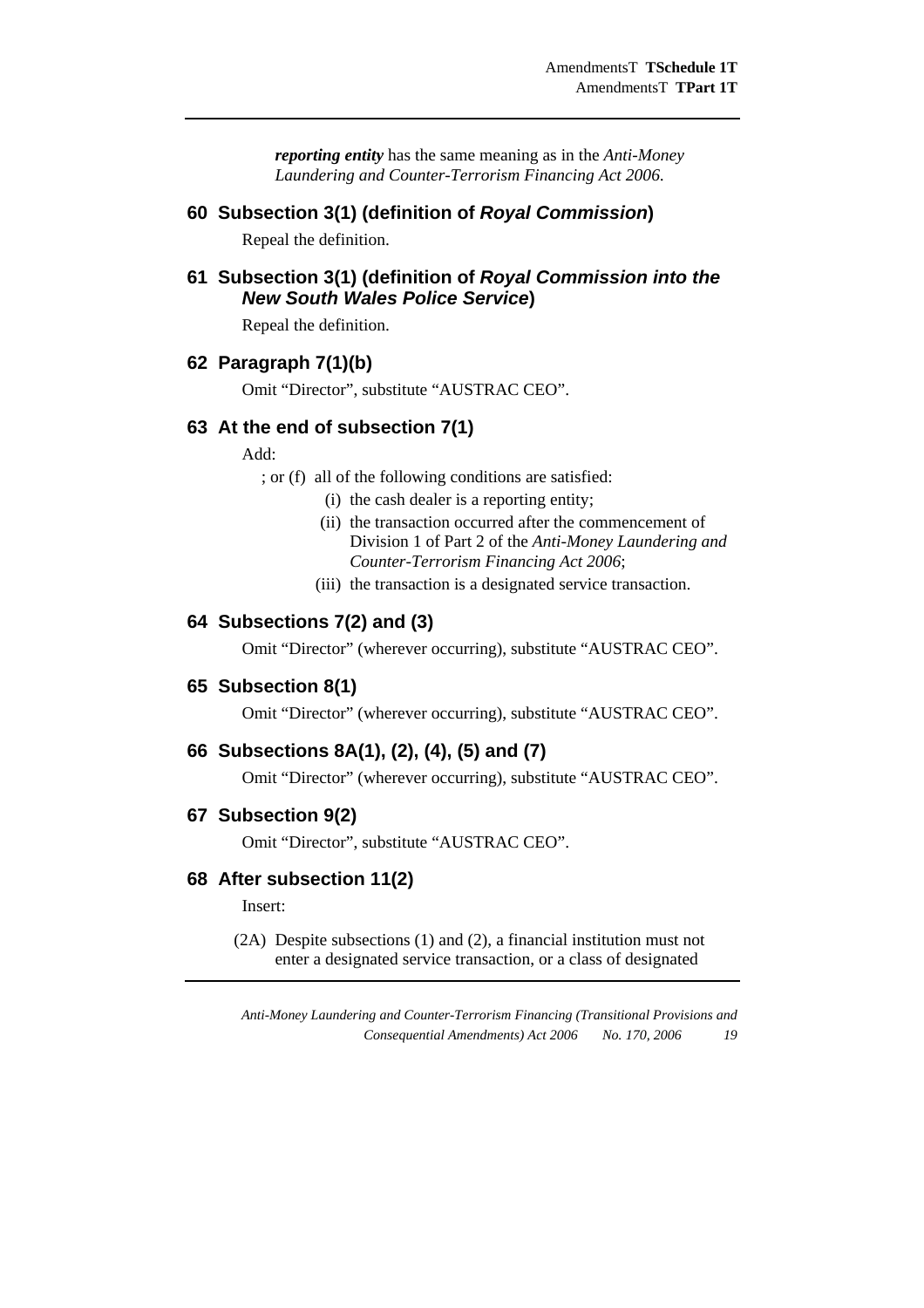***reporting entity*** has the same meaning as in the *Anti-Money Laundering and Counter-Terrorism Financing Act 2006*.

## 60 Subsection 3(1) (definition of *Royal Commission*)

Repeal the definition.

## 61 Subsection 3(1) (definition of *Royal Commission into the New South Wales Police Service*)

Repeal the definition.

## 62 Paragraph 7(1)(b)

Omit "Director", substitute "AUSTRAC CEO".

## 63 At the end of subsection 7(1)

Add:

; or (f) all of the following conditions are satisfied:

(i) the cash dealer is a reporting entity;

(ii) the transaction occurred after the commencement of Division 1 of Part 2 of the *Anti-Money Laundering and Counter-Terrorism Financing Act 2006*;

(iii) the transaction is a designated service transaction.

## 64 Subsections 7(2) and (3)

Omit "Director" (wherever occurring), substitute "AUSTRAC CEO".

## 65 Subsection 8(1)

Omit "Director" (wherever occurring), substitute "AUSTRAC CEO".

## 66 Subsections 8A(1), (2), (4), (5) and (7)

Omit "Director" (wherever occurring), substitute "AUSTRAC CEO".

## 67 Subsection 9(2)

Omit "Director", substitute "AUSTRAC CEO".

## 68 After subsection 11(2)

Insert:

(2A) Despite subsections (1) and (2), a financial institution must not enter a designated service transaction, or a class of designated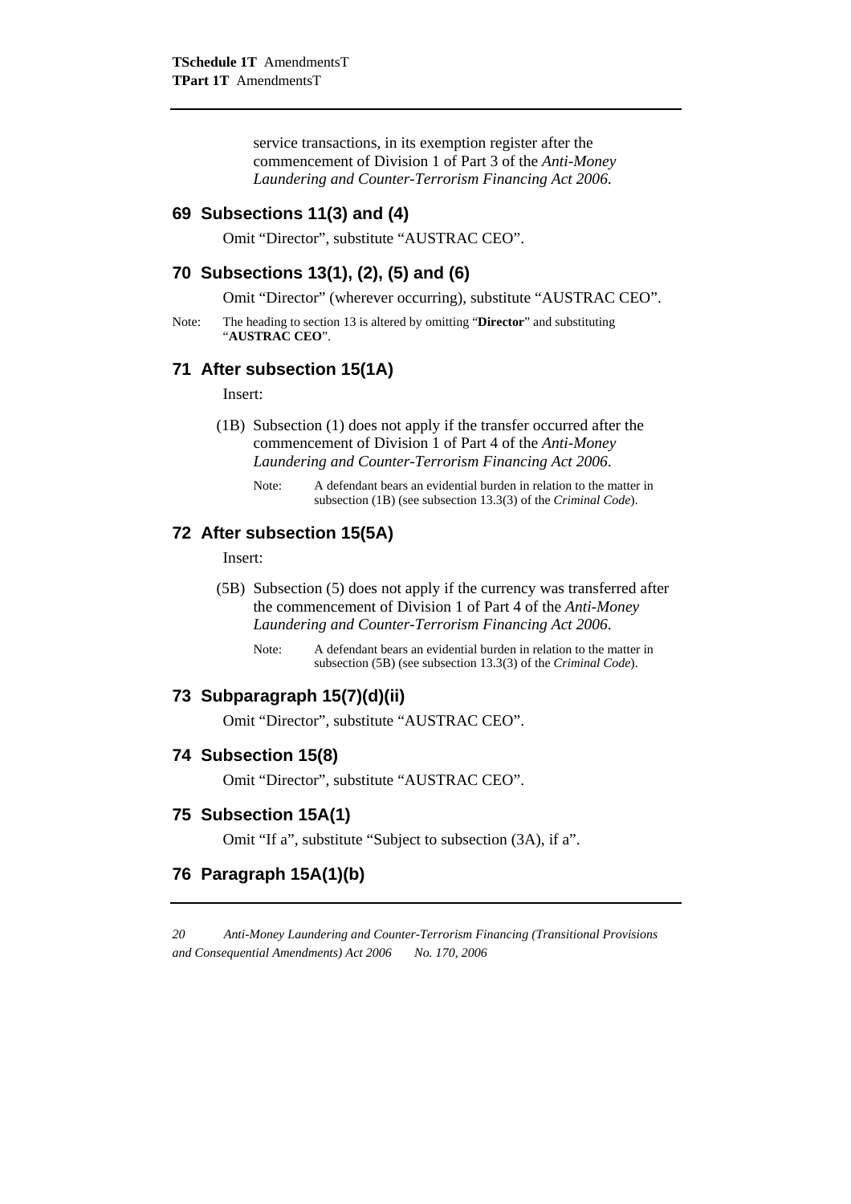service transactions, in its exemption register after the commencement of Division 1 of Part 3 of the *Anti-Money Laundering and Counter-Terrorism Financing Act 2006*.

## 69 Subsections 11(3) and (4)

Omit "Director", substitute "AUSTRAC CEO".

## 70 Subsections 13(1), (2), (5) and (6)

Omit "Director" (wherever occurring), substitute "AUSTRAC CEO".

Note: The heading to section 13 is altered by omitting "**Director**" and substituting "**AUSTRAC CEO**".

## 71 After subsection 15(1A)

Insert:

(1B) Subsection (1) does not apply if the transfer occurred after the commencement of Division 1 of Part 4 of the *Anti-Money Laundering and Counter-Terrorism Financing Act 2006*.

Note: A defendant bears an evidential burden in relation to the matter in subsection (1B) (see subsection 13.3(3) of the *Criminal Code*).

## 72 After subsection 15(5A)

Insert:

(5B) Subsection (5) does not apply if the currency was transferred after the commencement of Division 1 of Part 4 of the *Anti-Money Laundering and Counter-Terrorism Financing Act 2006*.

Note: A defendant bears an evidential burden in relation to the matter in subsection (5B) (see subsection 13.3(3) of the *Criminal Code*).

## 73 Subparagraph 15(7)(d)(ii)

Omit "Director", substitute "AUSTRAC CEO".

## 74 Subsection 15(8)

Omit "Director", substitute "AUSTRAC CEO".

## 75 Subsection 15A(1)

Omit "If a", substitute "Subject to subsection (3A), if a".

## 76 Paragraph 15A(1)(b)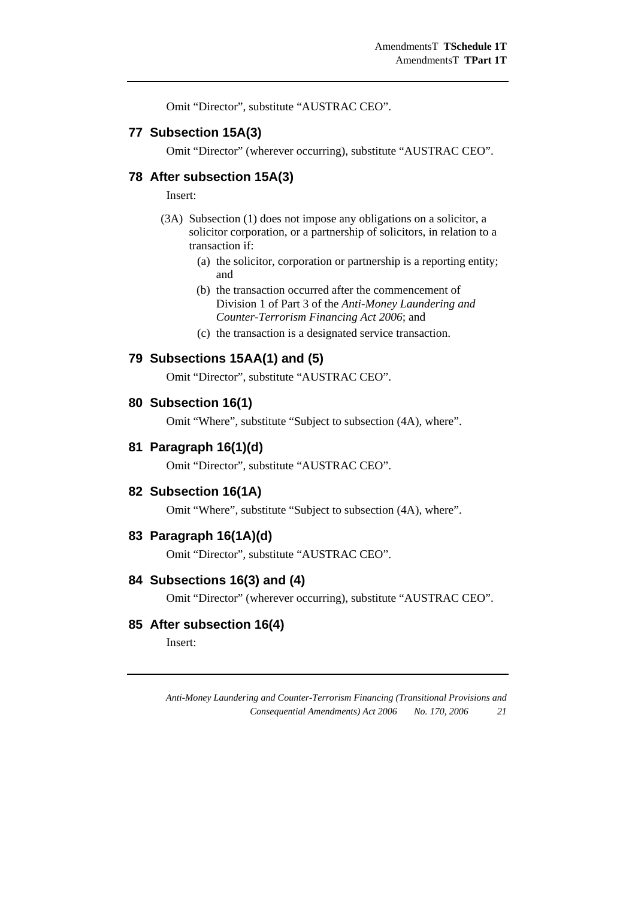Omit "Director", substitute "AUSTRAC CEO".

## 77 Subsection 15A(3)

Omit "Director" (wherever occurring), substitute "AUSTRAC CEO".

## 78 After subsection 15A(3)

Insert:

(3A) Subsection (1) does not impose any obligations on a solicitor, a solicitor corporation, or a partnership of solicitors, in relation to a transaction if:

(a) the solicitor, corporation or partnership is a reporting entity; and

(b) the transaction occurred after the commencement of Division 1 of Part 3 of the *Anti-Money Laundering and Counter-Terrorism Financing Act 2006*; and

(c) the transaction is a designated service transaction.

## 79 Subsections 15AA(1) and (5)

Omit "Director", substitute "AUSTRAC CEO".

## 80 Subsection 16(1)

Omit "Where", substitute "Subject to subsection (4A), where".

## 81 Paragraph 16(1)(d)

Omit "Director", substitute "AUSTRAC CEO".

## 82 Subsection 16(1A)

Omit "Where", substitute "Subject to subsection (4A), where".

## 83 Paragraph 16(1A)(d)

Omit "Director", substitute "AUSTRAC CEO".

## 84 Subsections 16(3) and (4)

Omit "Director" (wherever occurring), substitute "AUSTRAC CEO".

## 85 After subsection 16(4)

Insert: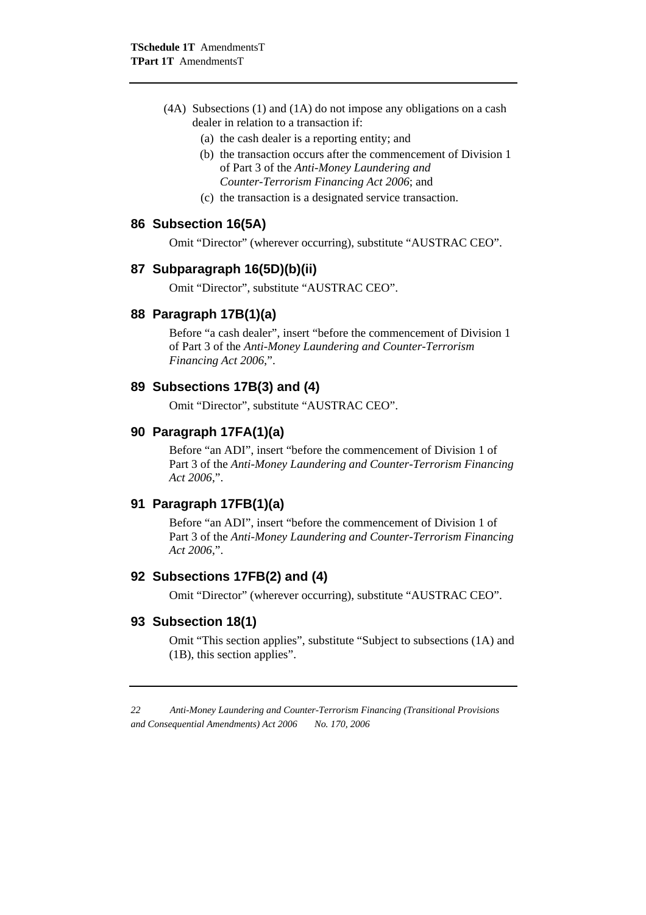(4A) Subsections (1) and (1A) do not impose any obligations on a cash dealer in relation to a transaction if:

(a) the cash dealer is a reporting entity; and

(b) the transaction occurs after the commencement of Division 1 of Part 3 of the *Anti-Money Laundering and Counter-Terrorism Financing Act 2006*; and

(c) the transaction is a designated service transaction.

## 86 Subsection 16(5A)

Omit "Director" (wherever occurring), substitute "AUSTRAC CEO".

## 87 Subparagraph 16(5D)(b)(ii)

Omit "Director", substitute "AUSTRAC CEO".

## 88 Paragraph 17B(1)(a)

Before "a cash dealer", insert "before the commencement of Division 1 of Part 3 of the *Anti-Money Laundering and Counter-Terrorism Financing Act 2006*,".

## 89 Subsections 17B(3) and (4)

Omit "Director", substitute "AUSTRAC CEO".

## 90 Paragraph 17FA(1)(a)

Before "an ADI", insert "before the commencement of Division 1 of Part 3 of the *Anti-Money Laundering and Counter-Terrorism Financing Act 2006*,".

## 91 Paragraph 17FB(1)(a)

Before "an ADI", insert "before the commencement of Division 1 of Part 3 of the *Anti-Money Laundering and Counter-Terrorism Financing Act 2006*,".

## 92 Subsections 17FB(2) and (4)

Omit "Director" (wherever occurring), substitute "AUSTRAC CEO".

## 93 Subsection 18(1)

Omit "This section applies", substitute "Subject to subsections (1A) and (1B), this section applies".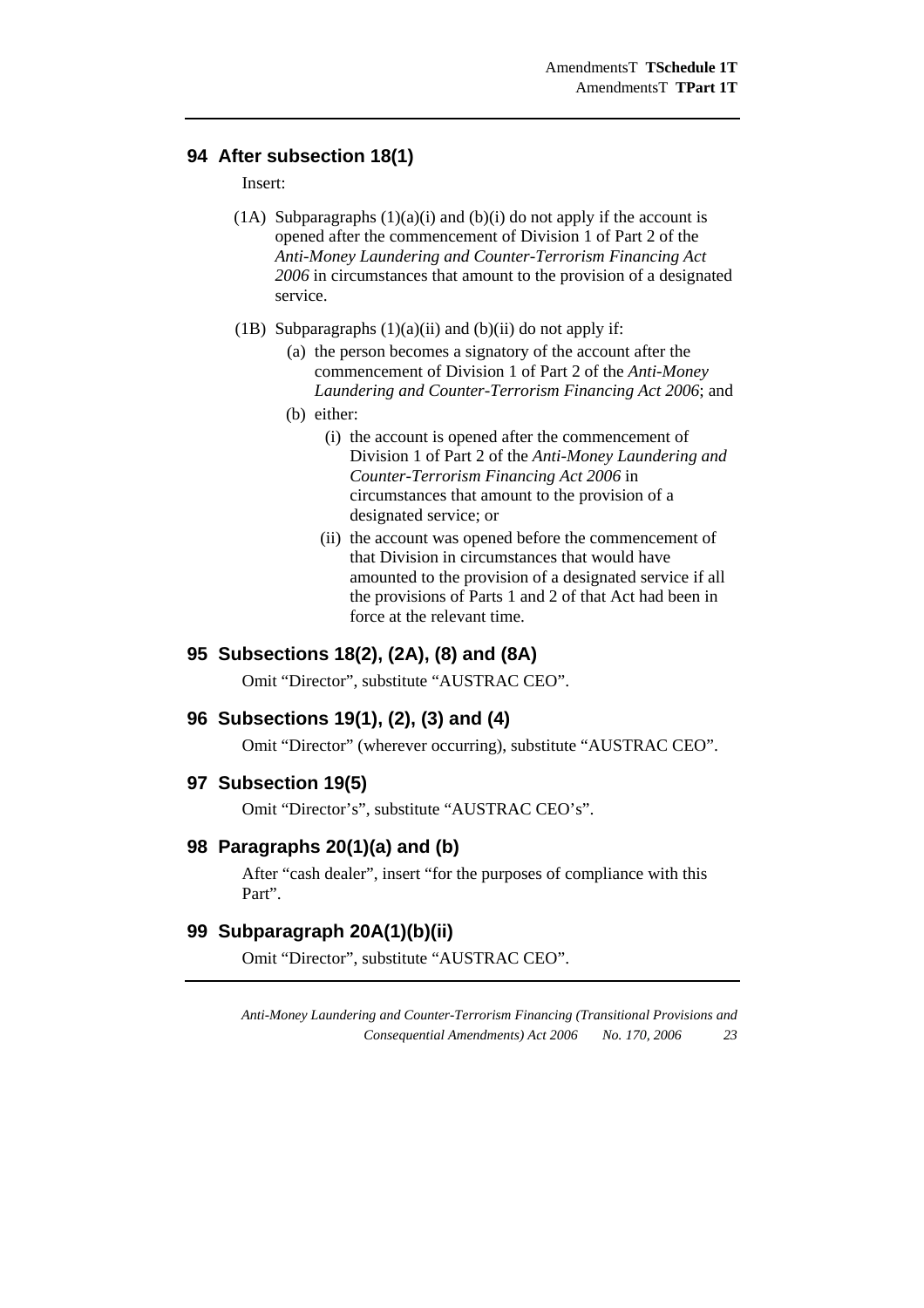## 94 After subsection 18(1)

Insert:

(1A) Subparagraphs (1)(a)(i) and (b)(i) do not apply if the account is opened after the commencement of Division 1 of Part 2 of the *Anti-Money Laundering and Counter-Terrorism Financing Act 2006* in circumstances that amount to the provision of a designated service.

(1B) Subparagraphs (1)(a)(ii) and (b)(ii) do not apply if:

(a) the person becomes a signatory of the account after the commencement of Division 1 of Part 2 of the *Anti-Money Laundering and Counter-Terrorism Financing Act 2006*; and

(b) either:

(i) the account is opened after the commencement of Division 1 of Part 2 of the *Anti-Money Laundering and Counter-Terrorism Financing Act 2006* in circumstances that amount to the provision of a designated service; or

(ii) the account was opened before the commencement of that Division in circumstances that would have amounted to the provision of a designated service if all the provisions of Parts 1 and 2 of that Act had been in force at the relevant time.

## 95 Subsections 18(2), (2A), (8) and (8A)

Omit "Director", substitute "AUSTRAC CEO".

## 96 Subsections 19(1), (2), (3) and (4)

Omit "Director" (wherever occurring), substitute "AUSTRAC CEO".

## 97 Subsection 19(5)

Omit "Director's", substitute "AUSTRAC CEO's".

## 98 Paragraphs 20(1)(a) and (b)

After "cash dealer", insert "for the purposes of compliance with this Part".

## 99 Subparagraph 20A(1)(b)(ii)

Omit "Director", substitute "AUSTRAC CEO".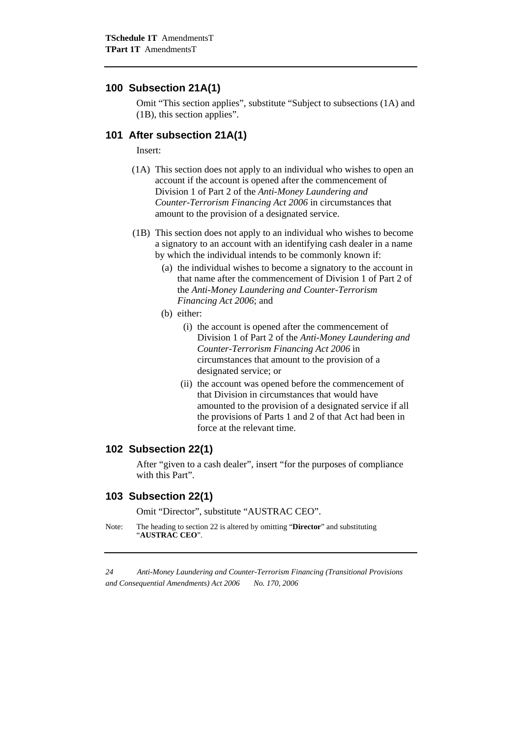## 100 Subsection 21A(1)

Omit "This section applies", substitute "Subject to subsections (1A) and (1B), this section applies".

## 101 After subsection 21A(1)

Insert:

(1A) This section does not apply to an individual who wishes to open an account if the account is opened after the commencement of Division 1 of Part 2 of the *Anti-Money Laundering and Counter-Terrorism Financing Act 2006* in circumstances that amount to the provision of a designated service.

(1B) This section does not apply to an individual who wishes to become a signatory to an account with an identifying cash dealer in a name by which the individual intends to be commonly known if:

- (a) the individual wishes to become a signatory to the account in that name after the commencement of Division 1 of Part 2 of the *Anti-Money Laundering and Counter-Terrorism Financing Act 2006*; and
- (b) either:
  - (i) the account is opened after the commencement of Division 1 of Part 2 of the *Anti-Money Laundering and Counter-Terrorism Financing Act 2006* in circumstances that amount to the provision of a designated service; or
  - (ii) the account was opened before the commencement of that Division in circumstances that would have amounted to the provision of a designated service if all the provisions of Parts 1 and 2 of that Act had been in force at the relevant time.

## 102 Subsection 22(1)

After "given to a cash dealer", insert "for the purposes of compliance with this Part".

## 103 Subsection 22(1)

Omit "Director", substitute "AUSTRAC CEO".

Note: The heading to section 22 is altered by omitting "**Director**" and substituting "**AUSTRAC CEO**".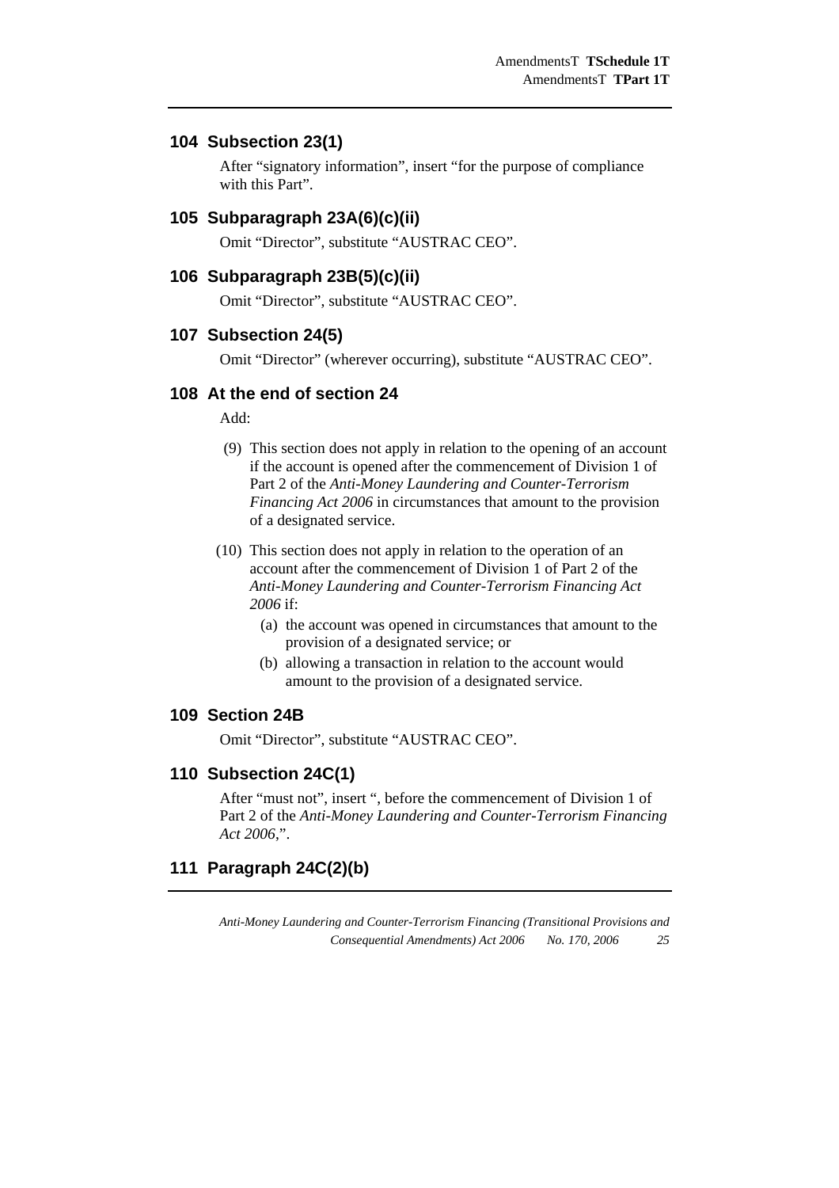## 104 Subsection 23(1)

After “signatory information”, insert “for the purpose of compliance with this Part”.

## 105 Subparagraph 23A(6)(c)(ii)

Omit “Director”, substitute “AUSTRAC CEO”.

## 106 Subparagraph 23B(5)(c)(ii)

Omit “Director”, substitute “AUSTRAC CEO”.

## 107 Subsection 24(5)

Omit “Director” (wherever occurring), substitute “AUSTRAC CEO”.

## 108 At the end of section 24

Add:

(9) This section does not apply in relation to the opening of an account if the account is opened after the commencement of Division 1 of Part 2 of the *Anti-Money Laundering and Counter-Terrorism Financing Act 2006* in circumstances that amount to the provision of a designated service.

(10) This section does not apply in relation to the operation of an account after the commencement of Division 1 of Part 2 of the *Anti-Money Laundering and Counter-Terrorism Financing Act 2006* if:

- (a) the account was opened in circumstances that amount to the provision of a designated service; or
- (b) allowing a transaction in relation to the account would amount to the provision of a designated service.

## 109 Section 24B

Omit “Director”, substitute “AUSTRAC CEO”.

## 110 Subsection 24C(1)

After “must not”, insert “, before the commencement of Division 1 of Part 2 of the *Anti-Money Laundering and Counter-Terrorism Financing Act 2006*,”.

## 111 Paragraph 24C(2)(b)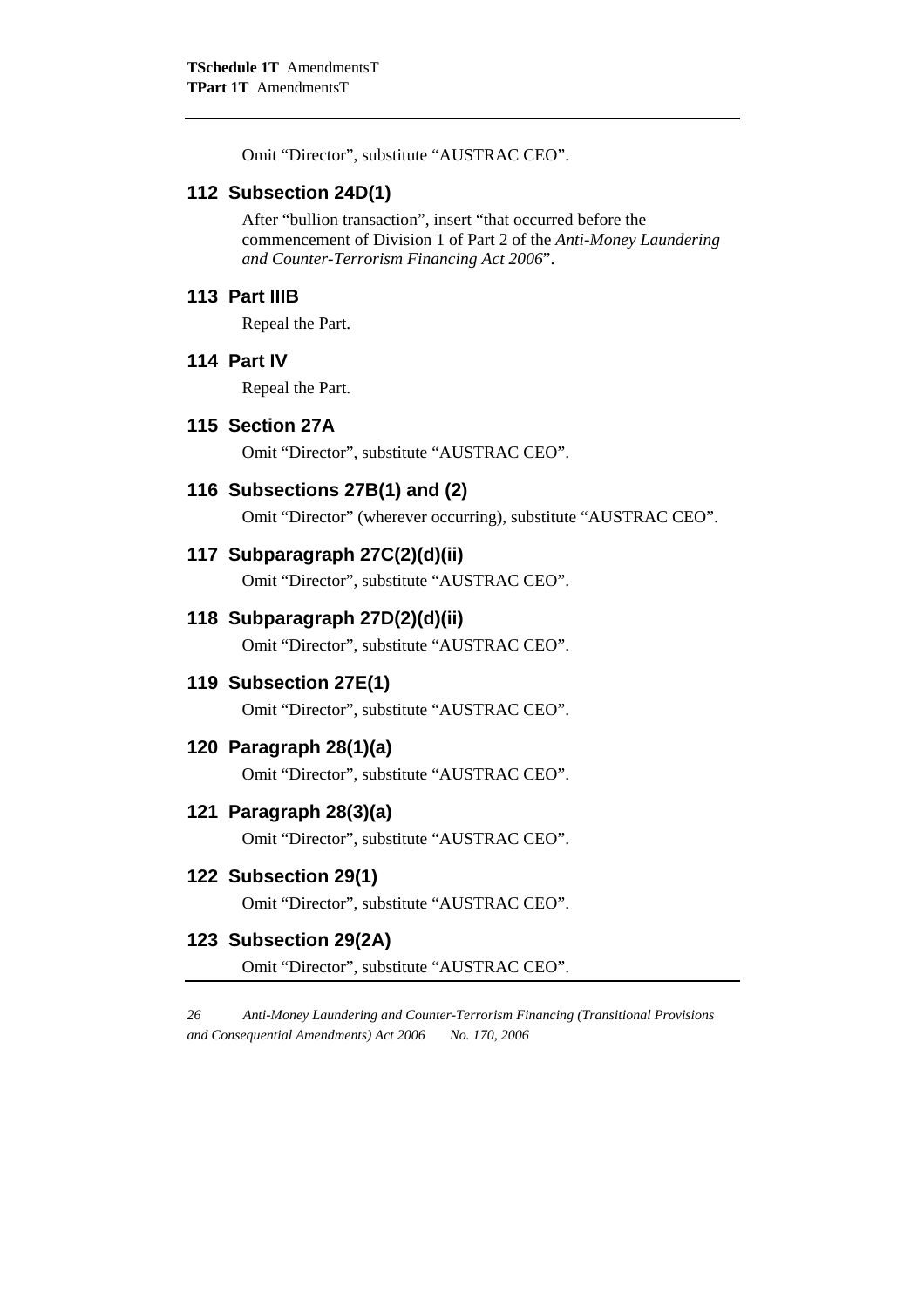Omit "Director", substitute "AUSTRAC CEO".

## 112 Subsection 24D(1)

After "bullion transaction", insert "that occurred before the commencement of Division 1 of Part 2 of the *Anti-Money Laundering and Counter-Terrorism Financing Act 2006*".

## 113 Part IIIB

Repeal the Part.

## 114 Part IV

Repeal the Part.

## 115 Section 27A

Omit "Director", substitute "AUSTRAC CEO".

## 116 Subsections 27B(1) and (2)

Omit "Director" (wherever occurring), substitute "AUSTRAC CEO".

## 117 Subparagraph 27C(2)(d)(ii)

Omit "Director", substitute "AUSTRAC CEO".

## 118 Subparagraph 27D(2)(d)(ii)

Omit "Director", substitute "AUSTRAC CEO".

## 119 Subsection 27E(1)

Omit "Director", substitute "AUSTRAC CEO".

## 120 Paragraph 28(1)(a)

Omit "Director", substitute "AUSTRAC CEO".

## 121 Paragraph 28(3)(a)

Omit "Director", substitute "AUSTRAC CEO".

## 122 Subsection 29(1)

Omit "Director", substitute "AUSTRAC CEO".

## 123 Subsection 29(2A)

Omit "Director", substitute "AUSTRAC CEO".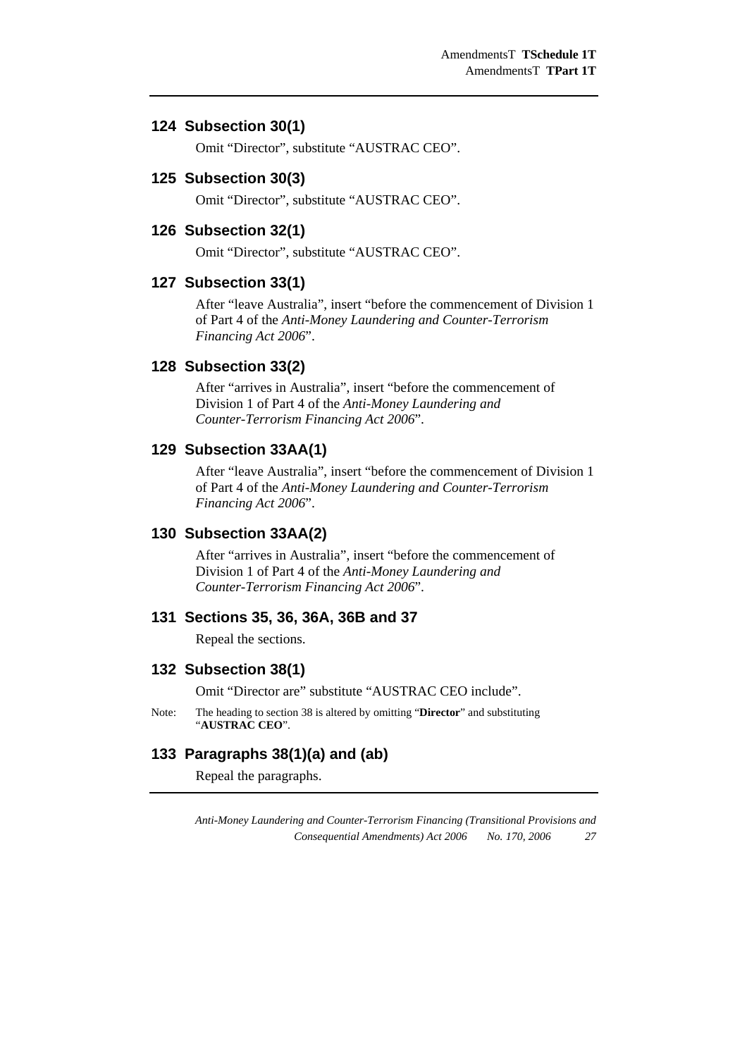## 124 Subsection 30(1)

Omit “Director”, substitute “AUSTRAC CEO”.

## 125 Subsection 30(3)

Omit “Director”, substitute “AUSTRAC CEO”.

## 126 Subsection 32(1)

Omit “Director”, substitute “AUSTRAC CEO”.

## 127 Subsection 33(1)

After “leave Australia”, insert “before the commencement of Division 1 of Part 4 of the *Anti-Money Laundering and Counter-Terrorism Financing Act 2006*”.

## 128 Subsection 33(2)

After “arrives in Australia”, insert “before the commencement of Division 1 of Part 4 of the *Anti-Money Laundering and Counter-Terrorism Financing Act 2006*”.

## 129 Subsection 33AA(1)

After “leave Australia”, insert “before the commencement of Division 1 of Part 4 of the *Anti-Money Laundering and Counter-Terrorism Financing Act 2006*”.

## 130 Subsection 33AA(2)

After “arrives in Australia”, insert “before the commencement of Division 1 of Part 4 of the *Anti-Money Laundering and Counter-Terrorism Financing Act 2006*”.

## 131 Sections 35, 36, 36A, 36B and 37

Repeal the sections.

## 132 Subsection 38(1)

Omit “Director are” substitute “AUSTRAC CEO include”.

Note: The heading to section 38 is altered by omitting “**Director**” and substituting “**AUSTRAC CEO**”.

## 133 Paragraphs 38(1)(a) and (ab)

Repeal the paragraphs.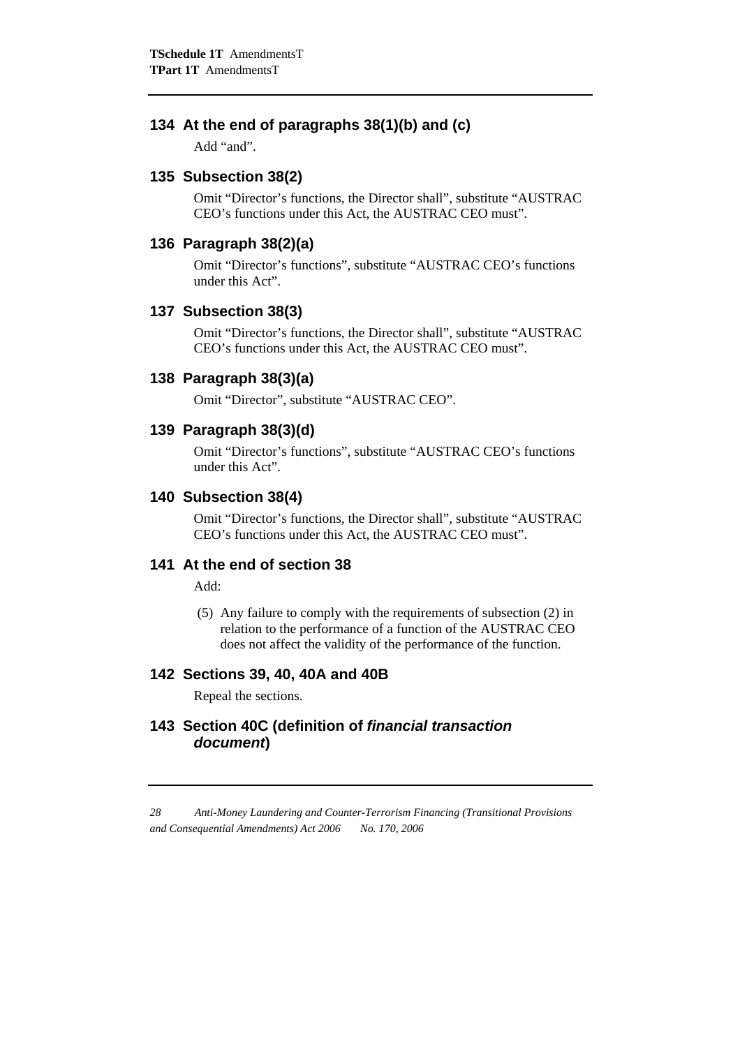## 134 At the end of paragraphs 38(1)(b) and (c)

Add "and".

## 135 Subsection 38(2)

Omit "Director's functions, the Director shall", substitute "AUSTRAC CEO's functions under this Act, the AUSTRAC CEO must".

## 136 Paragraph 38(2)(a)

Omit "Director's functions", substitute "AUSTRAC CEO's functions under this Act".

## 137 Subsection 38(3)

Omit "Director's functions, the Director shall", substitute "AUSTRAC CEO's functions under this Act, the AUSTRAC CEO must".

## 138 Paragraph 38(3)(a)

Omit "Director", substitute "AUSTRAC CEO".

## 139 Paragraph 38(3)(d)

Omit "Director's functions", substitute "AUSTRAC CEO's functions under this Act".

## 140 Subsection 38(4)

Omit "Director's functions, the Director shall", substitute "AUSTRAC CEO's functions under this Act, the AUSTRAC CEO must".

## 141 At the end of section 38

Add:

(5) Any failure to comply with the requirements of subsection (2) in relation to the performance of a function of the AUSTRAC CEO does not affect the validity of the performance of the function.

## 142 Sections 39, 40, 40A and 40B

Repeal the sections.

## 143 Section 40C (definition of *financial transaction document*)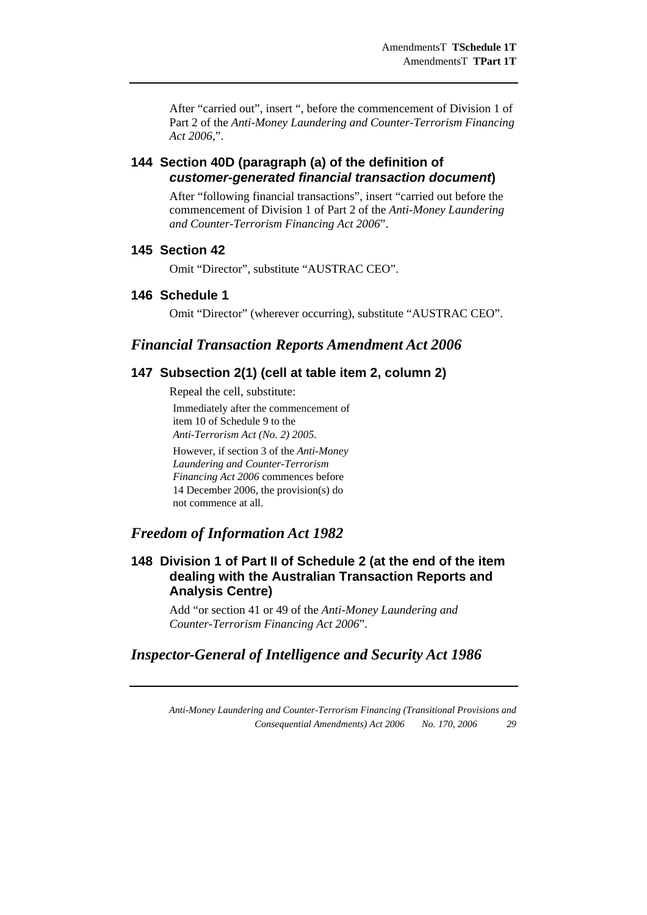After "carried out", insert ", before the commencement of Division 1 of Part 2 of the *Anti-Money Laundering and Counter-Terrorism Financing Act 2006*,".

### 144 Section 40D (paragraph (a) of the definition of *customer-generated financial transaction document*)

After "following financial transactions", insert "carried out before the commencement of Division 1 of Part 2 of the *Anti-Money Laundering and Counter-Terrorism Financing Act 2006*".

### 145 Section 42

Omit "Director", substitute "AUSTRAC CEO".

### 146 Schedule 1

Omit "Director" (wherever occurring), substitute "AUSTRAC CEO".

## *Financial Transaction Reports Amendment Act 2006*

### 147 Subsection 2(1) (cell at table item 2, column 2)

Repeal the cell, substitute:

Immediately after the commencement of item 10 of Schedule 9 to the *Anti-Terrorism Act (No. 2) 2005*.

However, if section 3 of the *Anti-Money Laundering and Counter-Terrorism Financing Act 2006* commences before 14 December 2006, the provision(s) do not commence at all.

## *Freedom of Information Act 1982*

### 148 Division 1 of Part II of Schedule 2 (at the end of the item dealing with the Australian Transaction Reports and Analysis Centre)

Add "or section 41 or 49 of the *Anti-Money Laundering and Counter-Terrorism Financing Act 2006*".

## *Inspector-General of Intelligence and Security Act 1986*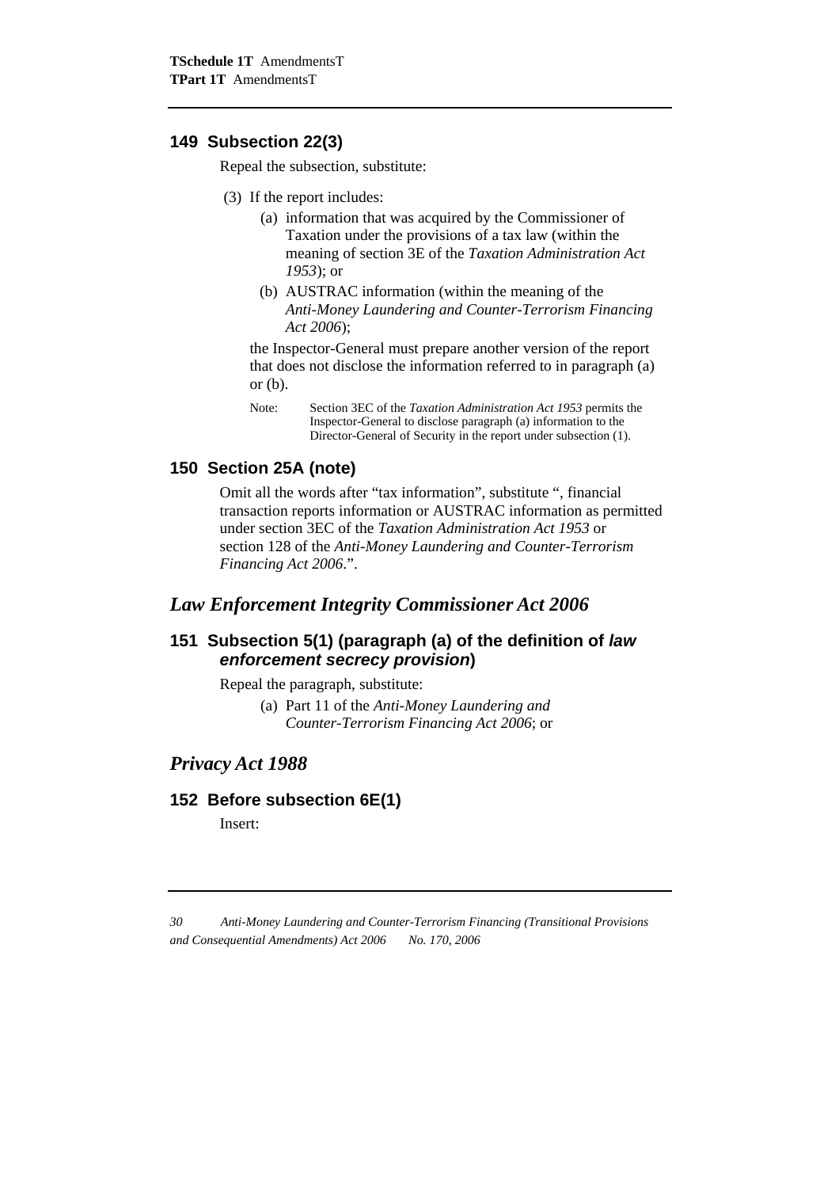## 149 Subsection 22(3)

Repeal the subsection, substitute:

(3) If the report includes:

(a) information that was acquired by the Commissioner of Taxation under the provisions of a tax law (within the meaning of section 3E of the *Taxation Administration Act 1953*); or

(b) AUSTRAC information (within the meaning of the *Anti-Money Laundering and Counter-Terrorism Financing Act 2006*);

the Inspector-General must prepare another version of the report that does not disclose the information referred to in paragraph (a) or (b).

Note: Section 3EC of the *Taxation Administration Act 1953* permits the Inspector-General to disclose paragraph (a) information to the Director-General of Security in the report under subsection (1).

## 150 Section 25A (note)

Omit all the words after "tax information", substitute ", financial transaction reports information or AUSTRAC information as permitted under section 3EC of the *Taxation Administration Act 1953* or section 128 of the *Anti-Money Laundering and Counter-Terrorism Financing Act 2006*.".

# *Law Enforcement Integrity Commissioner Act 2006*

## 151 Subsection 5(1) (paragraph (a) of the definition of *law enforcement secrecy provision*)

Repeal the paragraph, substitute:

(a) Part 11 of the *Anti-Money Laundering and Counter-Terrorism Financing Act 2006*; or

# *Privacy Act 1988*

## 152 Before subsection 6E(1)

Insert: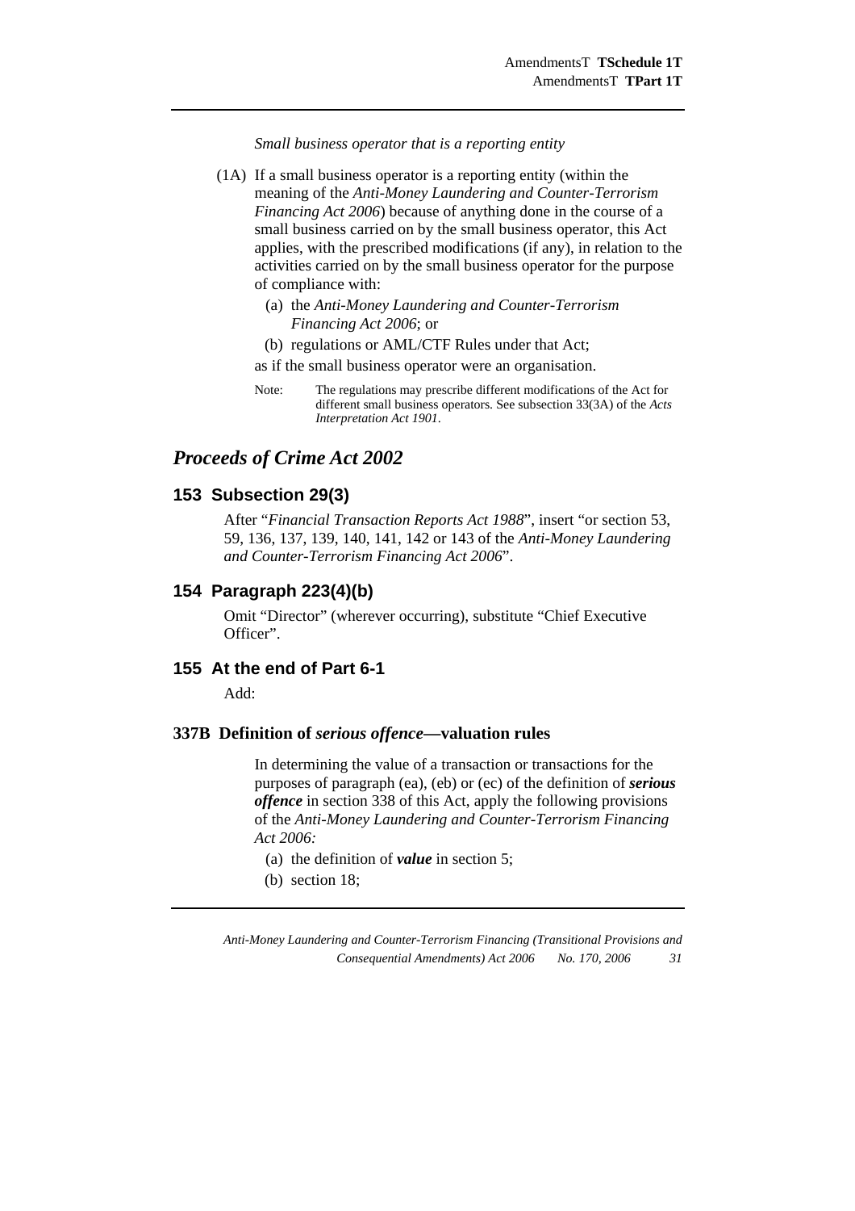*Small business operator that is a reporting entity*

(1A) If a small business operator is a reporting entity (within the meaning of the *Anti-Money Laundering and Counter-Terrorism Financing Act 2006*) because of anything done in the course of a small business carried on by the small business operator, this Act applies, with the prescribed modifications (if any), in relation to the activities carried on by the small business operator for the purpose of compliance with:

- (a) the *Anti-Money Laundering and Counter-Terrorism Financing Act 2006*; or
- (b) regulations or AML/CTF Rules under that Act;

as if the small business operator were an organisation.

Note: The regulations may prescribe different modifications of the Act for different small business operators. See subsection 33(3A) of the *Acts Interpretation Act 1901*.

## *Proceeds of Crime Act 2002*

### 153 Subsection 29(3)

After "*Financial Transaction Reports Act 1988*", insert "or section 53, 59, 136, 137, 139, 140, 141, 142 or 143 of the *Anti-Money Laundering and Counter-Terrorism Financing Act 2006*".

### 154 Paragraph 223(4)(b)

Omit "Director" (wherever occurring), substitute "Chief Executive Officer".

### 155 At the end of Part 6-1

Add:

#### 337B Definition of *serious offence*—valuation rules

In determining the value of a transaction or transactions for the purposes of paragraph (ea), (eb) or (ec) of the definition of ***serious offence*** in section 338 of this Act, apply the following provisions of the *Anti-Money Laundering and Counter-Terrorism Financing Act 2006:*

- (a) the definition of ***value*** in section 5;
- (b) section 18;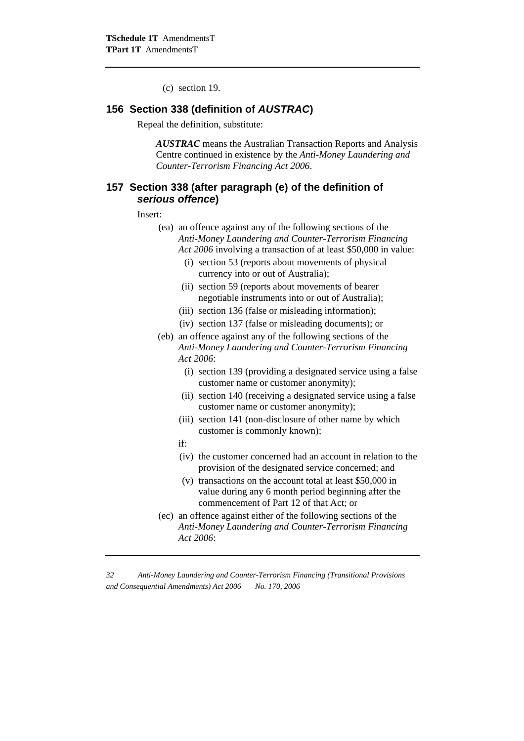(c) section 19.

## 156 Section 338 (definition of *AUSTRAC*)

Repeal the definition, substitute:

> ***AUSTRAC*** means the Australian Transaction Reports and Analysis Centre continued in existence by the *Anti-Money Laundering and Counter-Terrorism Financing Act 2006*.

## 157 Section 338 (after paragraph (e) of the definition of *serious offence*)

Insert:

(ea) an offence against any of the following sections of the *Anti-Money Laundering and Counter-Terrorism Financing Act 2006* involving a transaction of at least $50,000 in value:

- (i) section 53 (reports about movements of physical currency into or out of Australia);
- (ii) section 59 (reports about movements of bearer negotiable instruments into or out of Australia);
- (iii) section 136 (false or misleading information);
- (iv) section 137 (false or misleading documents); or

(eb) an offence against any of the following sections of the *Anti-Money Laundering and Counter-Terrorism Financing Act 2006*:

- (i) section 139 (providing a designated service using a false customer name or customer anonymity);
- (ii) section 140 (receiving a designated service using a false customer name or customer anonymity);
- (iii) section 141 (non-disclosure of other name by which customer is commonly known);

if:

- (iv) the customer concerned had an account in relation to the provision of the designated service concerned; and
- (v) transactions on the account total at least $50,000 in value during any 6 month period beginning after the commencement of Part 12 of that Act; or

(ec) an offence against either of the following sections of the *Anti-Money Laundering and Counter-Terrorism Financing Act 2006*: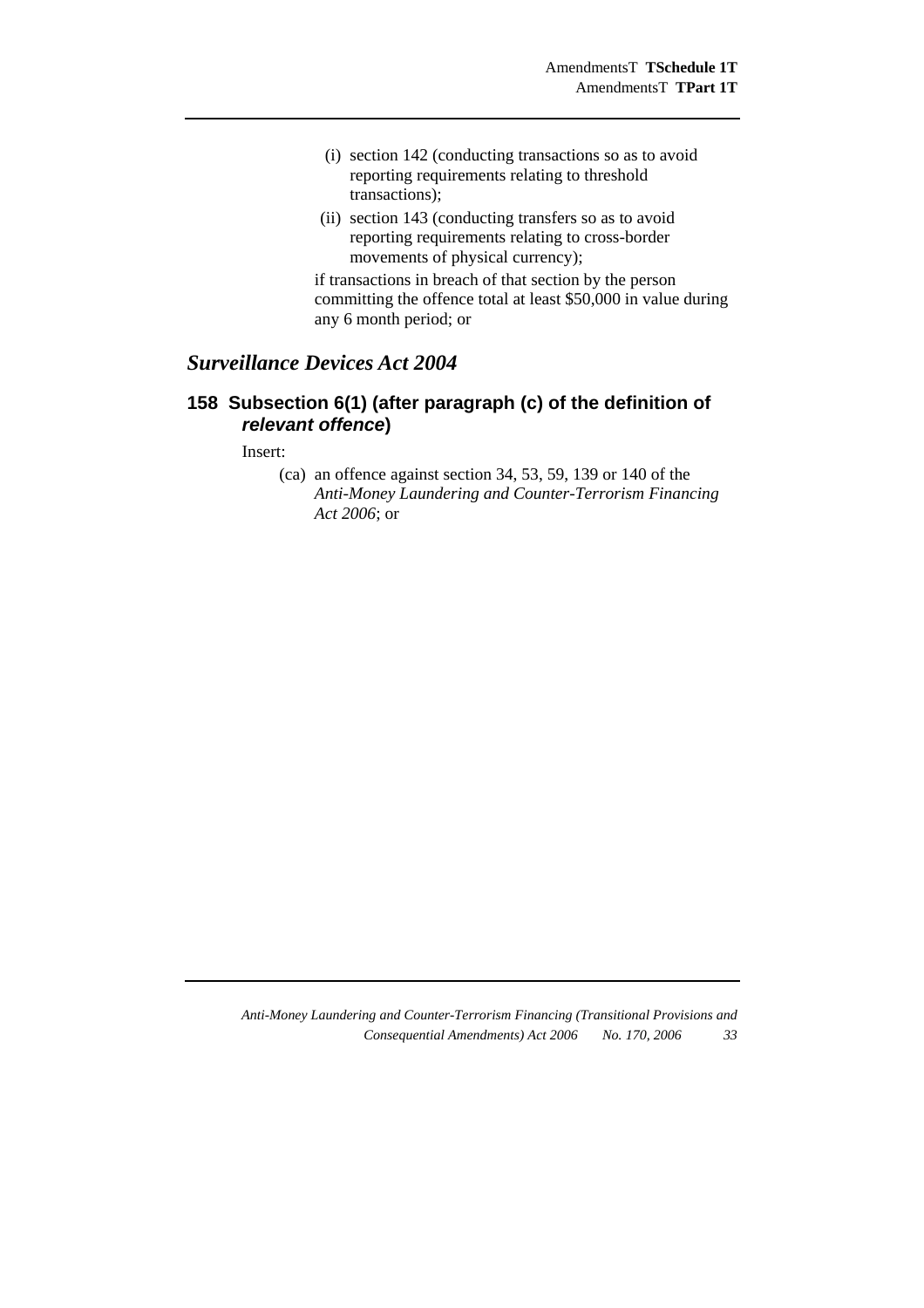(i) section 142 (conducting transactions so as to avoid reporting requirements relating to threshold transactions);

(ii) section 143 (conducting transfers so as to avoid reporting requirements relating to cross-border movements of physical currency);

if transactions in breach of that section by the person committing the offence total at least \$50,000 in value during any 6 month period; or

## *Surveillance Devices Act 2004*

### 158 Subsection 6(1) (after paragraph (c) of the definition of *relevant offence*)

Insert:

(ca) an offence against section 34, 53, 59, 139 or 140 of the *Anti-Money Laundering and Counter-Terrorism Financing Act 2006*; or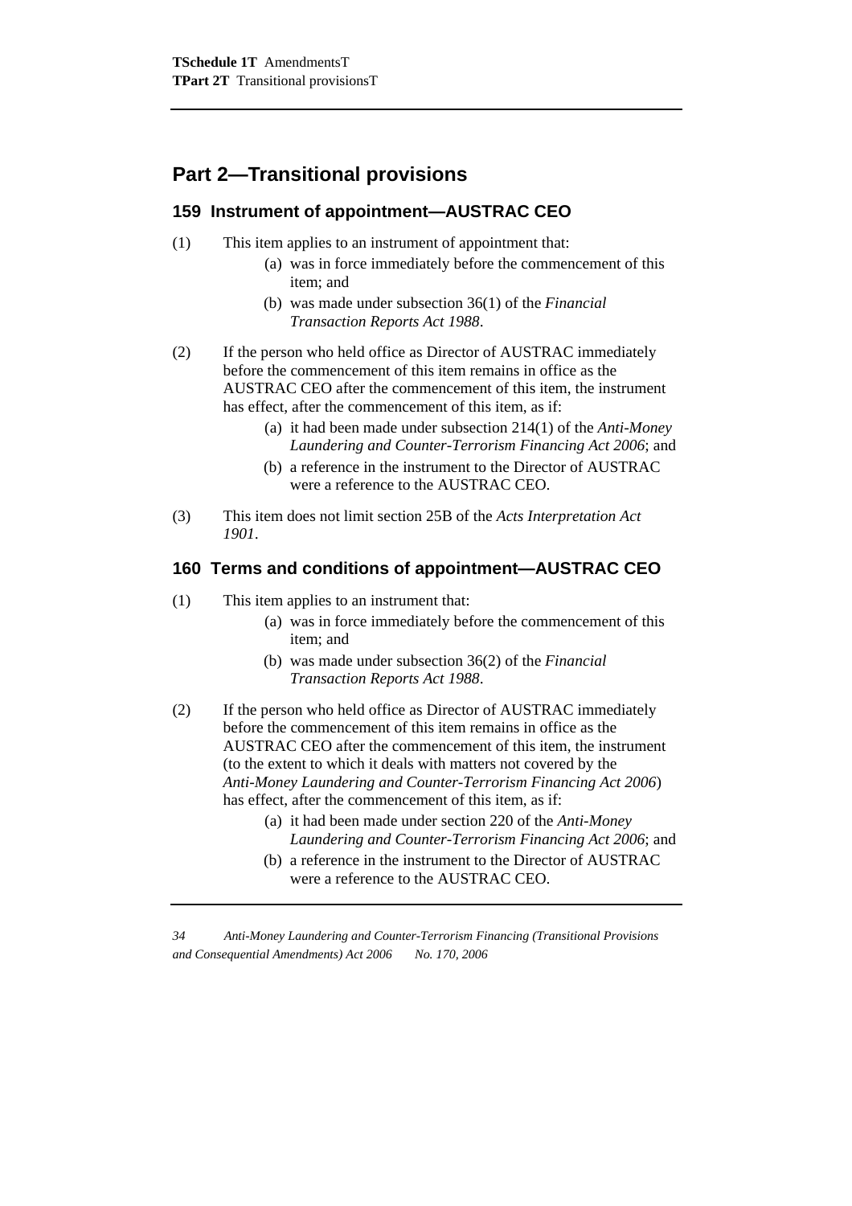## Part 2—Transitional provisions

### 159 Instrument of appointment—AUSTRAC CEO

(1) This item applies to an instrument of appointment that:

- (a) was in force immediately before the commencement of this item; and
- (b) was made under subsection 36(1) of the *Financial Transaction Reports Act 1988*.

(2) If the person who held office as Director of AUSTRAC immediately before the commencement of this item remains in office as the AUSTRAC CEO after the commencement of this item, the instrument has effect, after the commencement of this item, as if:

- (a) it had been made under subsection 214(1) of the *Anti-Money Laundering and Counter-Terrorism Financing Act 2006*; and
- (b) a reference in the instrument to the Director of AUSTRAC were a reference to the AUSTRAC CEO.

(3) This item does not limit section 25B of the *Acts Interpretation Act 1901*.

### 160 Terms and conditions of appointment—AUSTRAC CEO

(1) This item applies to an instrument that:

- (a) was in force immediately before the commencement of this item; and
- (b) was made under subsection 36(2) of the *Financial Transaction Reports Act 1988*.

(2) If the person who held office as Director of AUSTRAC immediately before the commencement of this item remains in office as the AUSTRAC CEO after the commencement of this item, the instrument (to the extent to which it deals with matters not covered by the *Anti-Money Laundering and Counter-Terrorism Financing Act 2006*) has effect, after the commencement of this item, as if:

- (a) it had been made under section 220 of the *Anti-Money Laundering and Counter-Terrorism Financing Act 2006*; and
- (b) a reference in the instrument to the Director of AUSTRAC were a reference to the AUSTRAC CEO.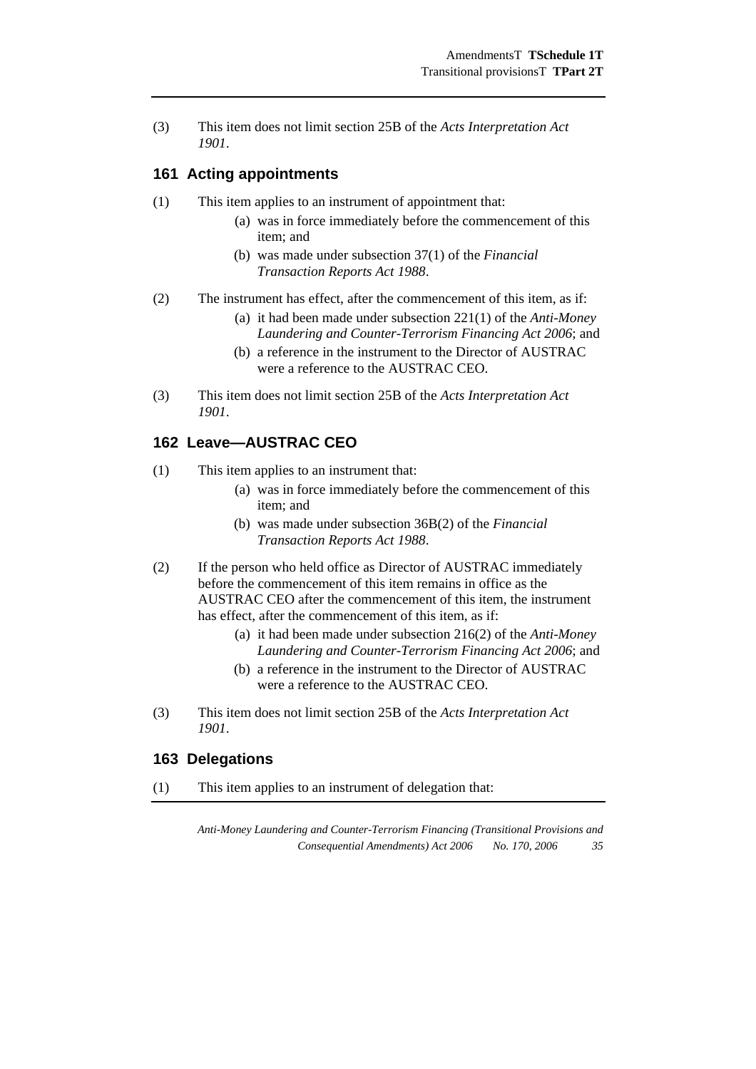(3) This item does not limit section 25B of the *Acts Interpretation Act 1901*.

## 161 Acting appointments

(1) This item applies to an instrument of appointment that:

- (a) was in force immediately before the commencement of this item; and
- (b) was made under subsection 37(1) of the *Financial Transaction Reports Act 1988*.

(2) The instrument has effect, after the commencement of this item, as if:

- (a) it had been made under subsection 221(1) of the *Anti-Money Laundering and Counter-Terrorism Financing Act 2006*; and
- (b) a reference in the instrument to the Director of AUSTRAC were a reference to the AUSTRAC CEO.

(3) This item does not limit section 25B of the *Acts Interpretation Act 1901*.

## 162 Leave—AUSTRAC CEO

(1) This item applies to an instrument that:

- (a) was in force immediately before the commencement of this item; and
- (b) was made under subsection 36B(2) of the *Financial Transaction Reports Act 1988*.

(2) If the person who held office as Director of AUSTRAC immediately before the commencement of this item remains in office as the AUSTRAC CEO after the commencement of this item, the instrument has effect, after the commencement of this item, as if:

- (a) it had been made under subsection 216(2) of the *Anti-Money Laundering and Counter-Terrorism Financing Act 2006*; and
- (b) a reference in the instrument to the Director of AUSTRAC were a reference to the AUSTRAC CEO.

(3) This item does not limit section 25B of the *Acts Interpretation Act 1901*.

## 163 Delegations

(1) This item applies to an instrument of delegation that: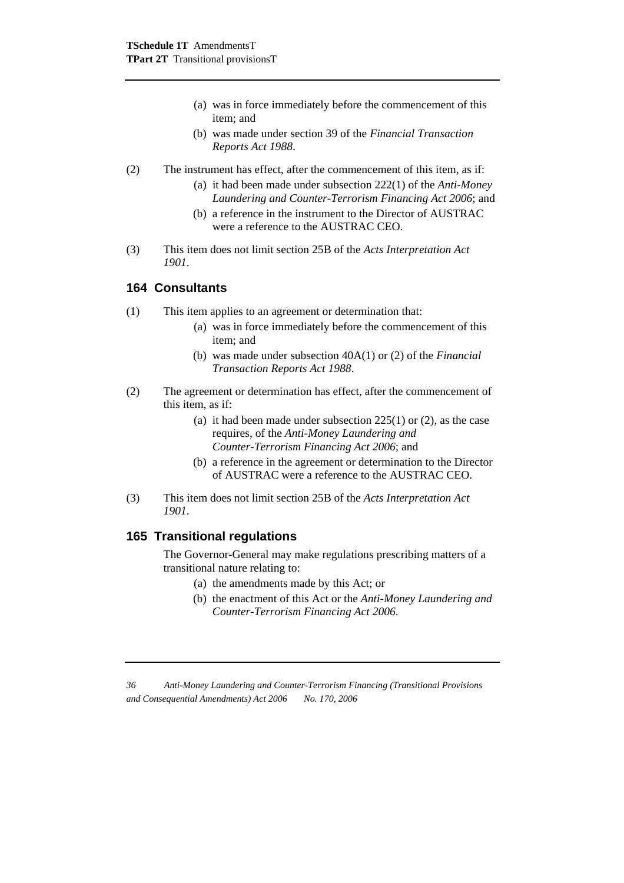(a) was in force immediately before the commencement of this item; and

(b) was made under section 39 of the *Financial Transaction Reports Act 1988*.

(2) The instrument has effect, after the commencement of this item, as if:

(a) it had been made under subsection 222(1) of the *Anti-Money Laundering and Counter-Terrorism Financing Act 2006*; and

(b) a reference in the instrument to the Director of AUSTRAC were a reference to the AUSTRAC CEO.

(3) This item does not limit section 25B of the *Acts Interpretation Act 1901*.

## 164 Consultants

(1) This item applies to an agreement or determination that:

(a) was in force immediately before the commencement of this item; and

(b) was made under subsection 40A(1) or (2) of the *Financial Transaction Reports Act 1988*.

(2) The agreement or determination has effect, after the commencement of this item, as if:

(a) it had been made under subsection 225(1) or (2), as the case requires, of the *Anti-Money Laundering and Counter-Terrorism Financing Act 2006*; and

(b) a reference in the agreement or determination to the Director of AUSTRAC were a reference to the AUSTRAC CEO.

(3) This item does not limit section 25B of the *Acts Interpretation Act 1901*.

## 165 Transitional regulations

The Governor-General may make regulations prescribing matters of a transitional nature relating to:

(a) the amendments made by this Act; or

(b) the enactment of this Act or the *Anti-Money Laundering and Counter-Terrorism Financing Act 2006*.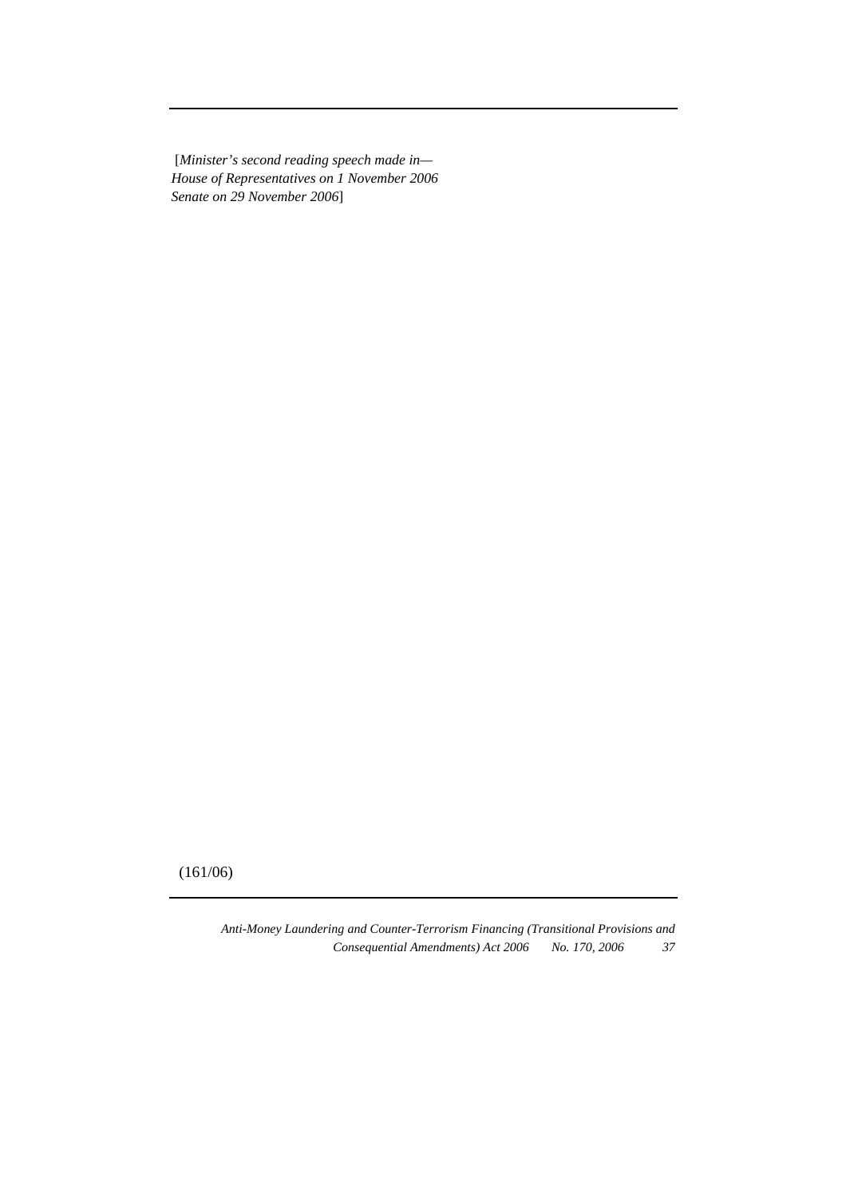[*Minister's second reading speech made in—*
*House of Representatives on 1 November 2006*
*Senate on 29 November 2006*]

(161/06)